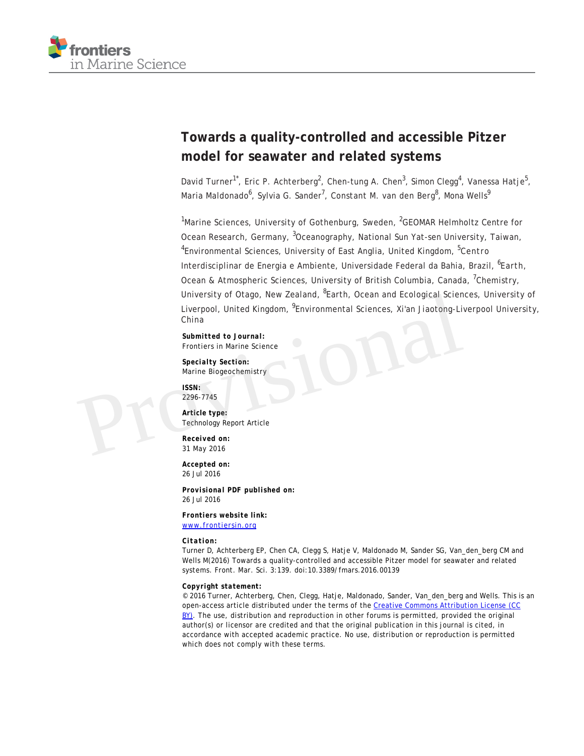# Towards a quality-controlled and accessible Pitzer model for seawater and related systems

David Turner[1*], Eric P. Achterberg[2], Chen-tung A. Chen[3], Simon Clegg[4], Vanessa Hatje[5], Maria Maldonado[6], Sylvia G. Sander[7], Constant M. van den Berg[8], Mona Wells[9]

[1]Marine Sciences, University of Gothenburg, Sweden, [2]GEOMAR Helmholtz Centre for Ocean Research, Germany, [3]Oceanography, National Sun Yat-sen University, Taiwan, [4]Environmental Sciences, University of East Anglia, United Kingdom, [5]Centro Interdisciplinar de Energia e Ambiente, Universidade Federal da Bahia, Brazil, [6]Earth, Ocean & Atmospheric Sciences, University of British Columbia, Canada, [7]Chemistry, University of Otago, New Zealand, [8]Earth, Ocean and Ecological Sciences, University of Liverpool, United Kingdom, [9]Environmental Sciences, Xi'an Jiaotong-Liverpool University, China

**Submitted to Journal:**
Frontiers in Marine Science

**Specialty Section:**
Marine Biogeochemistry

**ISSN:**
2296-7745

**Article type:**
Technology Report Article

**Received on:**
31 May 2016

**Accepted on:**
26 Jul 2016

**Provisional PDF published on:**
26 Jul 2016

**Frontiers website link:**
www.frontiersin.org

**Citation:**
Turner D, Achterberg EP, Chen CA, Clegg S, Hatje V, Maldonado M, Sander SG, Van_den_berg CM and Wells M(2016) Towards a quality-controlled and accessible Pitzer model for seawater and related systems. Front. Mar. Sci. 3:139. doi:10.3389/fmars.2016.00139

**Copyright statement:**
© 2016 Turner, Achterberg, Chen, Clegg, Hatje, Maldonado, Sander, Van_den_berg and Wells. This is an open-access article distributed under the terms of the Creative Commons Attribution License (CC BY). The use, distribution and reproduction in other forums is permitted, provided the original author(s) or licensor are credited and that the original publication in this journal is cited, in accordance with accepted academic practice. No use, distribution or reproduction is permitted which does not comply with these terms.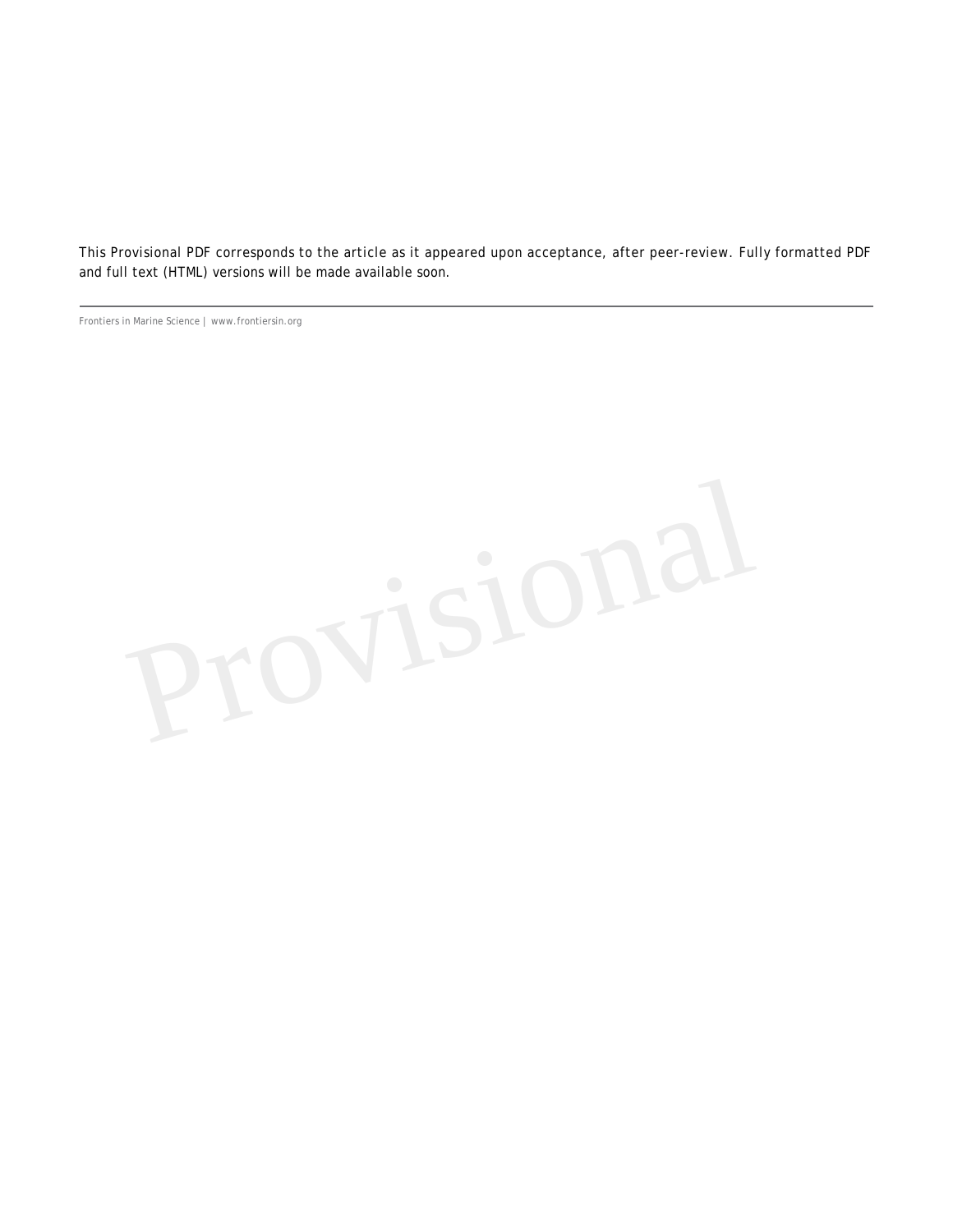This Provisional PDF corresponds to the article as it appeared upon acceptance, after peer-review. Fully formatted PDF and full text (HTML) versions will be made available soon.

---

Frontiers in Marine Science | www.frontiersin.org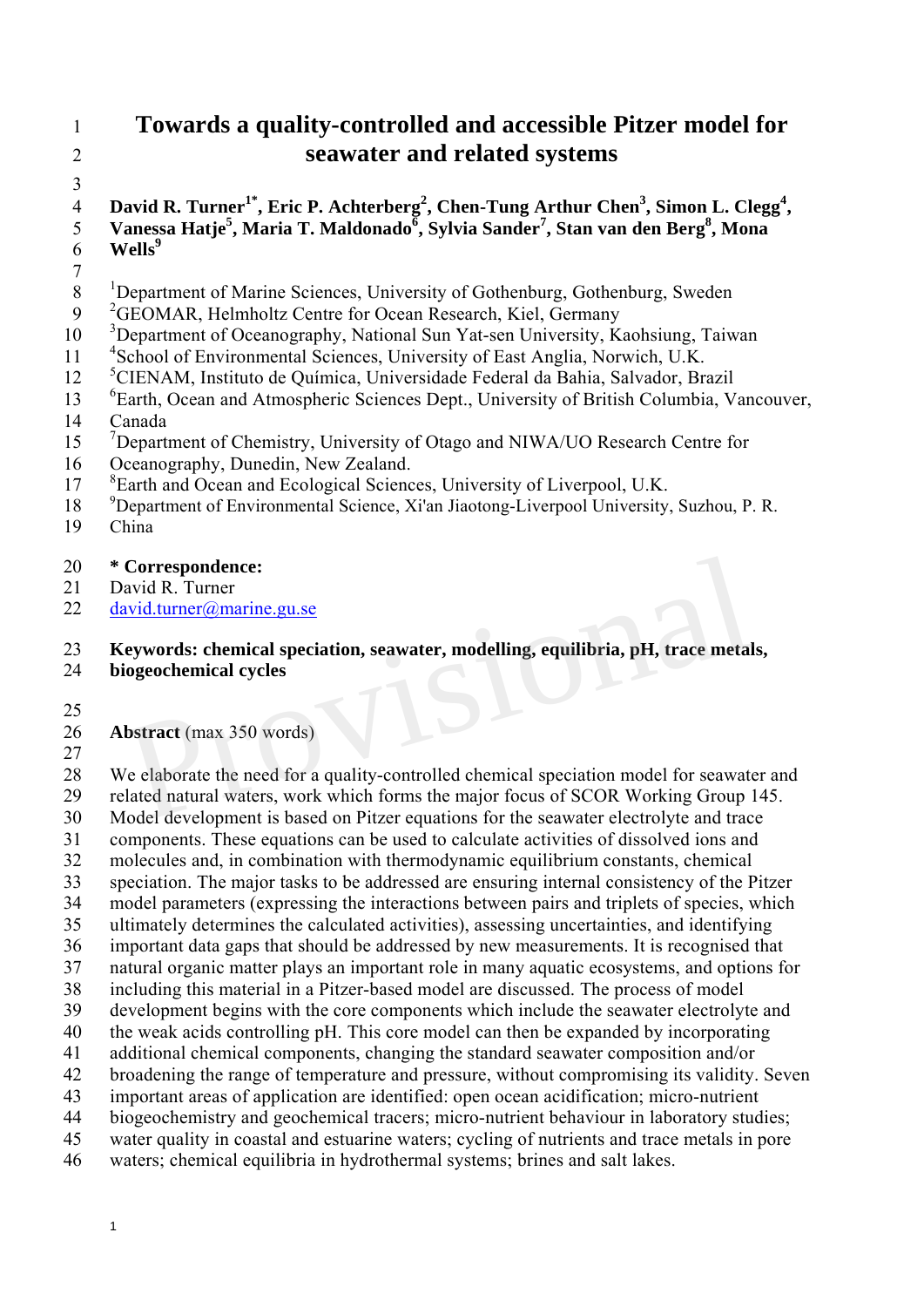# Towards a quality-controlled and accessible Pitzer model for seawater and related systems

**David R. Turner[1*], Eric P. Achterberg[2], Chen-Tung Arthur Chen[3], Simon L. Clegg[4], Vanessa Hatje[5], Maria T. Maldonado[6], Sylvia Sander[7], Stan van den Berg[8], Mona Wells[9]**

[1]Department of Marine Sciences, University of Gothenburg, Gothenburg, Sweden
[2]GEOMAR, Helmholtz Centre for Ocean Research, Kiel, Germany
[3]Department of Oceanography, National Sun Yat-sen University, Kaohsiung, Taiwan
[4]School of Environmental Sciences, University of East Anglia, Norwich, U.K.
[5]CIENAM, Instituto de Química, Universidade Federal da Bahia, Salvador, Brazil
[6]Earth, Ocean and Atmospheric Sciences Dept., University of British Columbia, Vancouver, Canada
[7]Department of Chemistry, University of Otago and NIWA/UO Research Centre for Oceanography, Dunedin, New Zealand.
[8]Earth and Ocean and Ecological Sciences, University of Liverpool, U.K.
[9]Department of Environmental Science, Xi'an Jiaotong-Liverpool University, Suzhou, P. R. China

**\* Correspondence:**
David R. Turner
david.turner@marine.gu.se

**Keywords: chemical speciation, seawater, modelling, equilibria, pH, trace metals, biogeochemical cycles**

**Abstract** (max 350 words)

We elaborate the need for a quality-controlled chemical speciation model for seawater and related natural waters, work which forms the major focus of SCOR Working Group 145. Model development is based on Pitzer equations for the seawater electrolyte and trace components. These equations can be used to calculate activities of dissolved ions and molecules and, in combination with thermodynamic equilibrium constants, chemical speciation. The major tasks to be addressed are ensuring internal consistency of the Pitzer model parameters (expressing the interactions between pairs and triplets of species, which ultimately determines the calculated activities), assessing uncertainties, and identifying important data gaps that should be addressed by new measurements. It is recognised that natural organic matter plays an important role in many aquatic ecosystems, and options for including this material in a Pitzer-based model are discussed. The process of model development begins with the core components which include the seawater electrolyte and the weak acids controlling pH. This core model can then be expanded by incorporating additional chemical components, changing the standard seawater composition and/or broadening the range of temperature and pressure, without compromising its validity. Seven important areas of application are identified: open ocean acidification; micro-nutrient biogeochemistry and geochemical tracers; micro-nutrient behaviour in laboratory studies; water quality in coastal and estuarine waters; cycling of nutrients and trace metals in pore waters; chemical equilibria in hydrothermal systems; brines and salt lakes.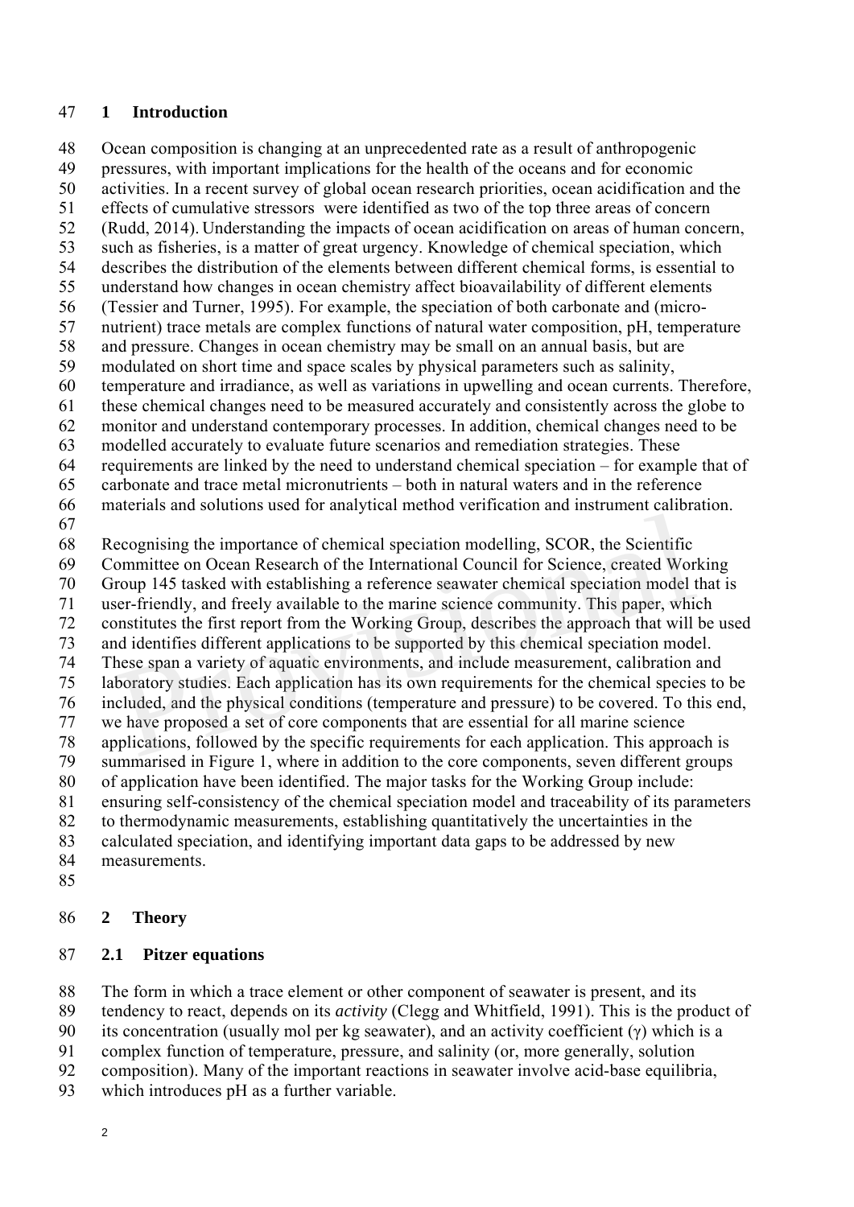# 1 Introduction

Ocean composition is changing at an unprecedented rate as a result of anthropogenic pressures, with important implications for the health of the oceans and for economic activities. In a recent survey of global ocean research priorities, ocean acidification and the effects of cumulative stressors were identified as two of the top three areas of concern (Rudd, 2014). Understanding the impacts of ocean acidification on areas of human concern, such as fisheries, is a matter of great urgency. Knowledge of chemical speciation, which describes the distribution of the elements between different chemical forms, is essential to understand how changes in ocean chemistry affect bioavailability of different elements (Tessier and Turner, 1995). For example, the speciation of both carbonate and (micro-nutrient) trace metals are complex functions of natural water composition, pH, temperature and pressure. Changes in ocean chemistry may be small on an annual basis, but are modulated on short time and space scales by physical parameters such as salinity, temperature and irradiance, as well as variations in upwelling and ocean currents. Therefore, these chemical changes need to be measured accurately and consistently across the globe to monitor and understand contemporary processes. In addition, chemical changes need to be modelled accurately to evaluate future scenarios and remediation strategies. These requirements are linked by the need to understand chemical speciation – for example that of carbonate and trace metal micronutrients – both in natural waters and in the reference materials and solutions used for analytical method verification and instrument calibration.

Recognising the importance of chemical speciation modelling, SCOR, the Scientific Committee on Ocean Research of the International Council for Science, created Working Group 145 tasked with establishing a reference seawater chemical speciation model that is user-friendly, and freely available to the marine science community. This paper, which constitutes the first report from the Working Group, describes the approach that will be used and identifies different applications to be supported by this chemical speciation model. These span a variety of aquatic environments, and include measurement, calibration and laboratory studies. Each application has its own requirements for the chemical species to be included, and the physical conditions (temperature and pressure) to be covered. To this end, we have proposed a set of core components that are essential for all marine science applications, followed by the specific requirements for each application. This approach is summarised in Figure 1, where in addition to the core components, seven different groups of application have been identified. The major tasks for the Working Group include: ensuring self-consistency of the chemical speciation model and traceability of its parameters to thermodynamic measurements, establishing quantitatively the uncertainties in the calculated speciation, and identifying important data gaps to be addressed by new measurements.

# 2 Theory

## 2.1 Pitzer equations

The form in which a trace element or other component of seawater is present, and its tendency to react, depends on its *activity* (Clegg and Whitfield, 1991). This is the product of its concentration (usually mol per kg seawater), and an activity coefficient ($\gamma$) which is a complex function of temperature, pressure, and salinity (or, more generally, solution composition). Many of the important reactions in seawater involve acid-base equilibria, which introduces pH as a further variable.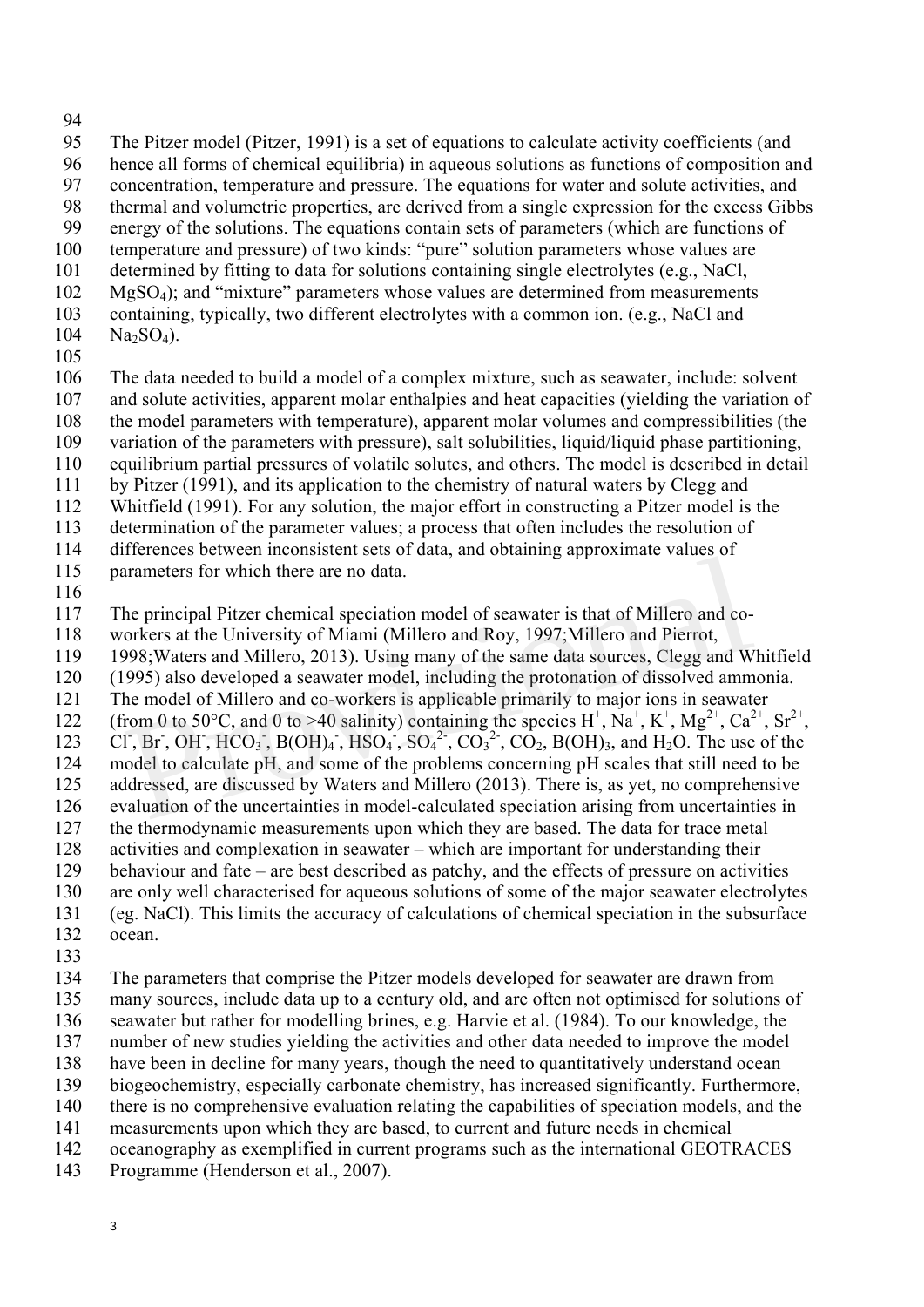The Pitzer model (Pitzer, 1991) is a set of equations to calculate activity coefficients (and hence all forms of chemical equilibria) in aqueous solutions as functions of composition and concentration, temperature and pressure. The equations for water and solute activities, and thermal and volumetric properties, are derived from a single expression for the excess Gibbs energy of the solutions. The equations contain sets of parameters (which are functions of temperature and pressure) of two kinds: "pure" solution parameters whose values are determined by fitting to data for solutions containing single electrolytes (e.g., NaCl, $MgSO_4$); and "mixture" parameters whose values are determined from measurements containing, typically, two different electrolytes with a common ion. (e.g., NaCl and $Na_2SO_4$).

The data needed to build a model of a complex mixture, such as seawater, include: solvent and solute activities, apparent molar enthalpies and heat capacities (yielding the variation of the model parameters with temperature), apparent molar volumes and compressibilities (the variation of the parameters with pressure), salt solubilities, liquid/liquid phase partitioning, equilibrium partial pressures of volatile solutes, and others. The model is described in detail by Pitzer (1991), and its application to the chemistry of natural waters by Clegg and Whitfield (1991). For any solution, the major effort in constructing a Pitzer model is the determination of the parameter values; a process that often includes the resolution of differences between inconsistent sets of data, and obtaining approximate values of parameters for which there are no data.

The principal Pitzer chemical speciation model of seawater is that of Millero and co-workers at the University of Miami (Millero and Roy, 1997;Millero and Pierrot, 1998;Waters and Millero, 2013). Using many of the same data sources, Clegg and Whitfield (1995) also developed a seawater model, including the protonation of dissolved ammonia. The model of Millero and co-workers is applicable primarily to major ions in seawater (from 0 to 50°C, and 0 to >40 salinity) containing the species $H^+$, $Na^+$, $K^+$, $Mg^{2+}$, $Ca^{2+}$, $Sr^{2+}$, $Cl^-$, $Br^-$, $OH^-$, $HCO_3^-$, $B(OH)_4^-$, $HSO_4^-$, $SO_4^{2-}$, $CO_3^{2-}$, $CO_2$, $B(OH)_3$, and $H_2O$. The use of the model to calculate pH, and some of the problems concerning pH scales that still need to be addressed, are discussed by Waters and Millero (2013). There is, as yet, no comprehensive evaluation of the uncertainties in model-calculated speciation arising from uncertainties in the thermodynamic measurements upon which they are based. The data for trace metal activities and complexation in seawater – which are important for understanding their behaviour and fate – are best described as patchy, and the effects of pressure on activities are only well characterised for aqueous solutions of some of the major seawater electrolytes (eg. NaCl). This limits the accuracy of calculations of chemical speciation in the subsurface ocean.

The parameters that comprise the Pitzer models developed for seawater are drawn from many sources, include data up to a century old, and are often not optimised for solutions of seawater but rather for modelling brines, e.g. Harvie et al. (1984). To our knowledge, the number of new studies yielding the activities and other data needed to improve the model have been in decline for many years, though the need to quantitatively understand ocean biogeochemistry, especially carbonate chemistry, has increased significantly. Furthermore, there is no comprehensive evaluation relating the capabilities of speciation models, and the measurements upon which they are based, to current and future needs in chemical oceanography as exemplified in current programs such as the international GEOTRACES Programme (Henderson et al., 2007).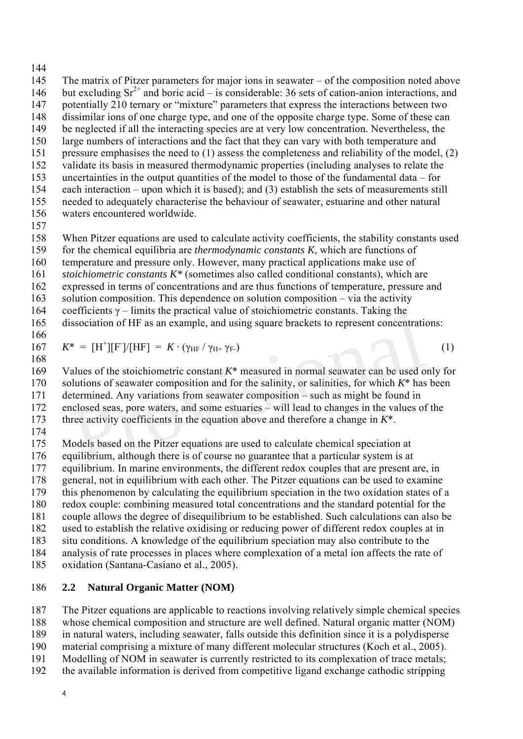The matrix of Pitzer parameters for major ions in seawater – of the composition noted above but excluding $Sr^{2+}$ and boric acid – is considerable: 36 sets of cation-anion interactions, and potentially 210 ternary or "mixture" parameters that express the interactions between two dissimilar ions of one charge type, and one of the opposite charge type. Some of these can be neglected if all the interacting species are at very low concentration. Nevertheless, the large numbers of interactions and the fact that they can vary with both temperature and pressure emphasises the need to (1) assess the completeness and reliability of the model, (2) validate its basis in measured thermodynamic properties (including analyses to relate the uncertainties in the output quantities of the model to those of the fundamental data – for each interaction – upon which it is based); and (3) establish the sets of measurements still needed to adequately characterise the behaviour of seawater, estuarine and other natural waters encountered worldwide.

When Pitzer equations are used to calculate activity coefficients, the stability constants used for the chemical equilibria are *thermodynamic constants* $K$, which are functions of temperature and pressure only. However, many practical applications make use of *stoichiometric constants* $K^*$ (sometimes also called conditional constants), which are expressed in terms of concentrations and are thus functions of temperature, pressure and solution composition. This dependence on solution composition – via the activity coefficients $\gamma$ – limits the practical value of stoichiometric constants. Taking the dissociation of HF as an example, and using square brackets to represent concentrations:

$$K^* = [H^+][F^-]/[HF] = K \cdot (\gamma_{HF} / \gamma_{H+} \gamma_{F-}) \tag{1}$$

Values of the stoichiometric constant $K^*$ measured in normal seawater can be used only for solutions of seawater composition and for the salinity, or salinities, for which $K^*$ has been determined. Any variations from seawater composition – such as might be found in enclosed seas, pore waters, and some estuaries – will lead to changes in the values of the three activity coefficients in the equation above and therefore a change in $K^*$.

Models based on the Pitzer equations are used to calculate chemical speciation at equilibrium, although there is of course no guarantee that a particular system is at equilibrium. In marine environments, the different redox couples that are present are, in general, not in equilibrium with each other. The Pitzer equations can be used to examine this phenomenon by calculating the equilibrium speciation in the two oxidation states of a redox couple: combining measured total concentrations and the standard potential for the couple allows the degree of disequilibrium to be established. Such calculations can also be used to establish the relative oxidising or reducing power of different redox couples at in situ conditions. A knowledge of the equilibrium speciation may also contribute to the analysis of rate processes in places where complexation of a metal ion affects the rate of oxidation (Santana-Casiano et al., 2005).

## 2.2 Natural Organic Matter (NOM)

The Pitzer equations are applicable to reactions involving relatively simple chemical species whose chemical composition and structure are well defined. Natural organic matter (NOM) in natural waters, including seawater, falls outside this definition since it is a polydisperse material comprising a mixture of many different molecular structures (Koch et al., 2005). Modelling of NOM in seawater is currently restricted to its complexation of trace metals; the available information is derived from competitive ligand exchange cathodic stripping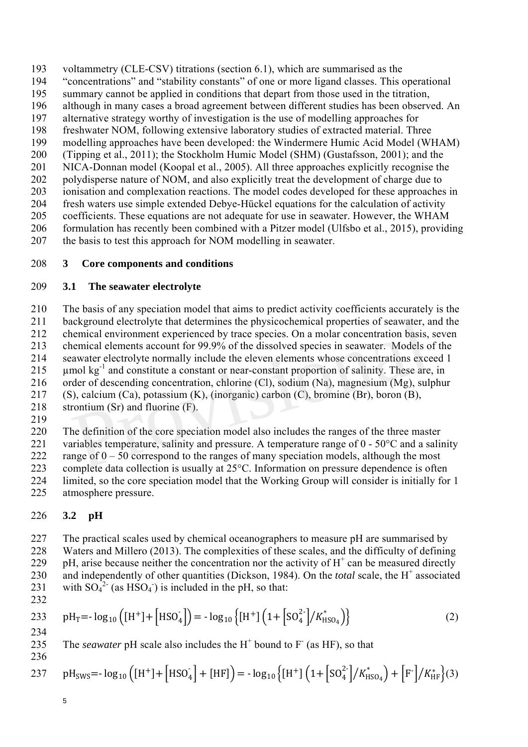voltammetry (CLE-CSV) titrations (section 6.1), which are summarised as the "concentrations" and "stability constants" of one or more ligand classes. This operational summary cannot be applied in conditions that depart from those used in the titration, although in many cases a broad agreement between different studies has been observed. An alternative strategy worthy of investigation is the use of modelling approaches for freshwater NOM, following extensive laboratory studies of extracted material. Three modelling approaches have been developed: the Windermere Humic Acid Model (WHAM) (Tipping et al., 2011); the Stockholm Humic Model (SHM) (Gustafsson, 2001); and the NICA-Donnan model (Koopal et al., 2005). All three approaches explicitly recognise the polydisperse nature of NOM, and also explicitly treat the development of charge due to ionisation and complexation reactions. The model codes developed for these approaches in fresh waters use simple extended Debye-Hückel equations for the calculation of activity coefficients. These equations are not adequate for use in seawater. However, the WHAM formulation has recently been combined with a Pitzer model (Ulfsbo et al., 2015), providing the basis to test this approach for NOM modelling in seawater.

## 3 Core components and conditions

### 3.1 The seawater electrolyte

The basis of any speciation model that aims to predict activity coefficients accurately is the background electrolyte that determines the physicochemical properties of seawater, and the chemical environment experienced by trace species. On a molar concentration basis, seven chemical elements account for 99.9% of the dissolved species in seawater. Models of the seawater electrolyte normally include the eleven elements whose concentrations exceed 1 $\mu$mol kg$^{-1}$ and constitute a constant or near-constant proportion of salinity. These are, in order of descending concentration, chlorine (Cl), sodium (Na), magnesium (Mg), sulphur (S), calcium (Ca), potassium (K), (inorganic) carbon (C), bromine (Br), boron (B), strontium (Sr) and fluorine (F).

The definition of the core speciation model also includes the ranges of the three master variables temperature, salinity and pressure. A temperature range of 0 - 50°C and a salinity range of 0 – 50 correspond to the ranges of many speciation models, although the most complete data collection is usually at 25°C. Information on pressure dependence is often limited, so the core speciation model that the Working Group will consider is initially for 1 atmosphere pressure.

### 3.2 pH

The practical scales used by chemical oceanographers to measure pH are summarised by Waters and Millero (2013). The complexities of these scales, and the difficulty of defining pH, arise because neither the concentration nor the activity of $H^+$ can be measured directly and independently of other quantities (Dickson, 1984). On the *total* scale, the $H^+$ associated with $SO_4^{2-}$ (as $HSO_4^-$) is included in the pH, so that:

$$\mathrm{pH_T} = -\log_{10}\left([\mathrm{H^+}] + [\mathrm{HSO_4^-}]\right) = -\log_{10}\left\{[\mathrm{H^+}]\left(1 + [\mathrm{SO_4^{2-}}]/K^*_{\mathrm{HSO_4}}\right)\right\} \tag{2}$$

The *seawater* pH scale also includes the $H^+$ bound to $F^-$ (as HF), so that

$$\mathrm{pH_{SWS}} = -\log_{10}\left([\mathrm{H^+}] + [\mathrm{HSO_4^-}] + [\mathrm{HF}]\right) = -\log_{10}\left\{[\mathrm{H^+}]\left(1 + [\mathrm{SO_4^{2-}}]/K^*_{\mathrm{HSO_4}}\right) + [\mathrm{F^-}]/K^*_{\mathrm{HF}}\right\} \tag{3}$$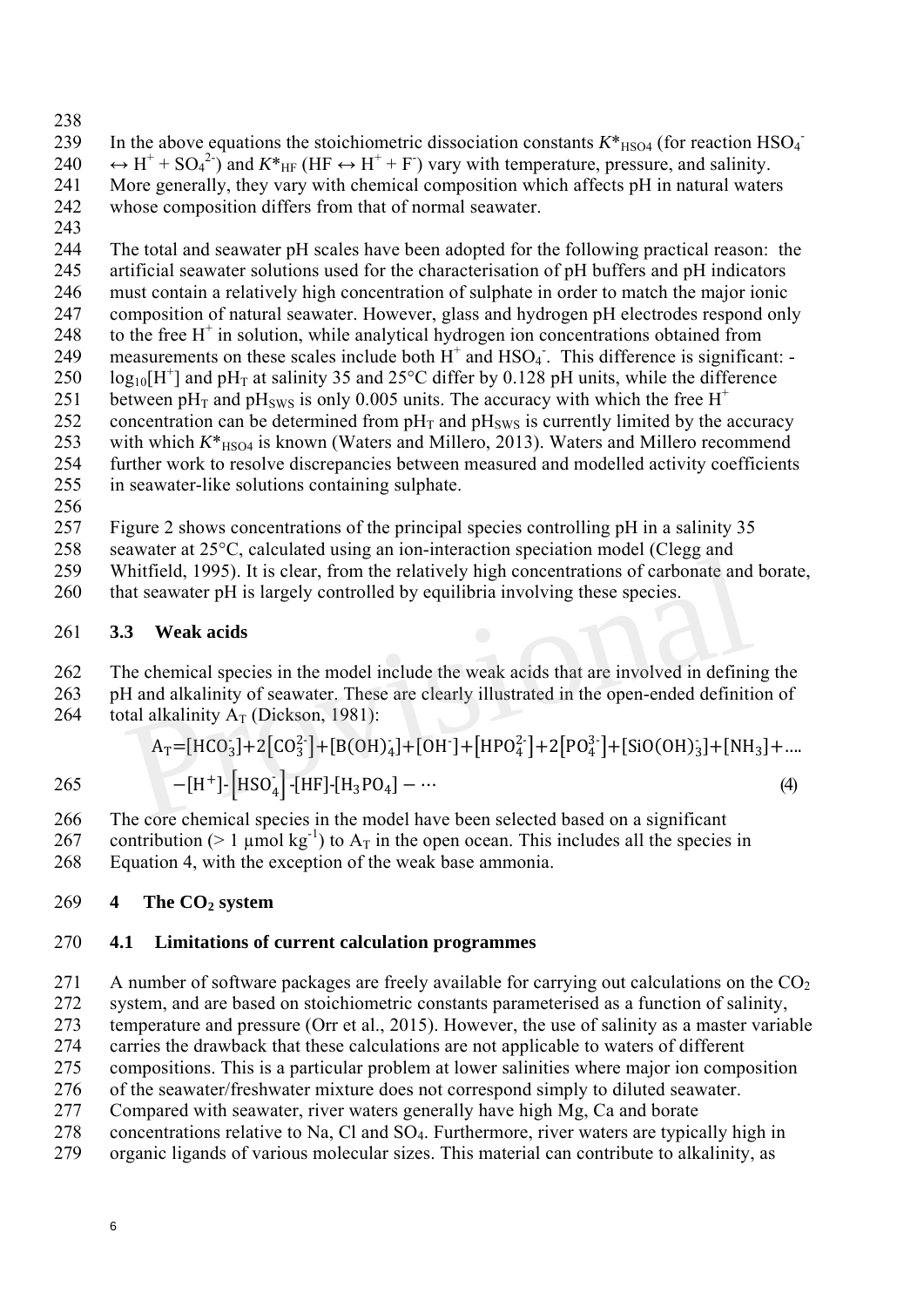In the above equations the stoichiometric dissociation constants $K^*_{HSO4}$ (for reaction $HSO_4^- \leftrightarrow H^+ + SO_4^{2-}$) and $K^*_{HF}$ ($HF \leftrightarrow H^+ + F^-$) vary with temperature, pressure, and salinity. More generally, they vary with chemical composition which affects pH in natural waters whose composition differs from that of normal seawater.

The total and seawater pH scales have been adopted for the following practical reason: the artificial seawater solutions used for the characterisation of pH buffers and pH indicators must contain a relatively high concentration of sulphate in order to match the major ionic composition of natural seawater. However, glass and hydrogen pH electrodes respond only to the free $H^+$ in solution, while analytical hydrogen ion concentrations obtained from measurements on these scales include both $H^+$ and $HSO_4^-$. This difference is significant: $-\log_{10}[H^+]$ and $pH_T$ at salinity 35 and 25°C differ by 0.128 pH units, while the difference between $pH_T$ and $pH_{SWS}$ is only 0.005 units. The accuracy with which the free $H^+$ concentration can be determined from $pH_T$ and $pH_{SWS}$ is currently limited by the accuracy with which $K^*_{HSO4}$ is known (Waters and Millero, 2013). Waters and Millero recommend further work to resolve discrepancies between measured and modelled activity coefficients in seawater-like solutions containing sulphate.

Figure 2 shows concentrations of the principal species controlling pH in a salinity 35 seawater at 25°C, calculated using an ion-interaction speciation model (Clegg and Whitfield, 1995). It is clear, from the relatively high concentrations of carbonate and borate, that seawater pH is largely controlled by equilibria involving these species.

## 3.3 Weak acids

The chemical species in the model include the weak acids that are involved in defining the pH and alkalinity of seawater. These are clearly illustrated in the open-ended definition of total alkalinity $A_T$ (Dickson, 1981):

$$A_T = [HCO_3^-] + 2[CO_3^{2-}] + [B(OH)_4^-] + [OH^-] + [HPO_4^{2-}] + 2[PO_4^{3-}] + [SiO(OH)_3^-] + [NH_3] + \ldots - [H^+] - [HSO_4^-] - [HF] - [H_3PO_4] - \cdots \quad (4)$$

The core chemical species in the model have been selected based on a significant contribution (> 1 μmol kg$^{-1}$) to $A_T$ in the open ocean. This includes all the species in Equation 4, with the exception of the weak base ammonia.

# 4 The $CO_2$ system

## 4.1 Limitations of current calculation programmes

A number of software packages are freely available for carrying out calculations on the $CO_2$ system, and are based on stoichiometric constants parameterised as a function of salinity, temperature and pressure (Orr et al., 2015). However, the use of salinity as a master variable carries the drawback that these calculations are not applicable to waters of different compositions. This is a particular problem at lower salinities where major ion composition of the seawater/freshwater mixture does not correspond simply to diluted seawater. Compared with seawater, river waters generally have high Mg, Ca and borate concentrations relative to Na, Cl and $SO_4$. Furthermore, river waters are typically high in organic ligands of various molecular sizes. This material can contribute to alkalinity, as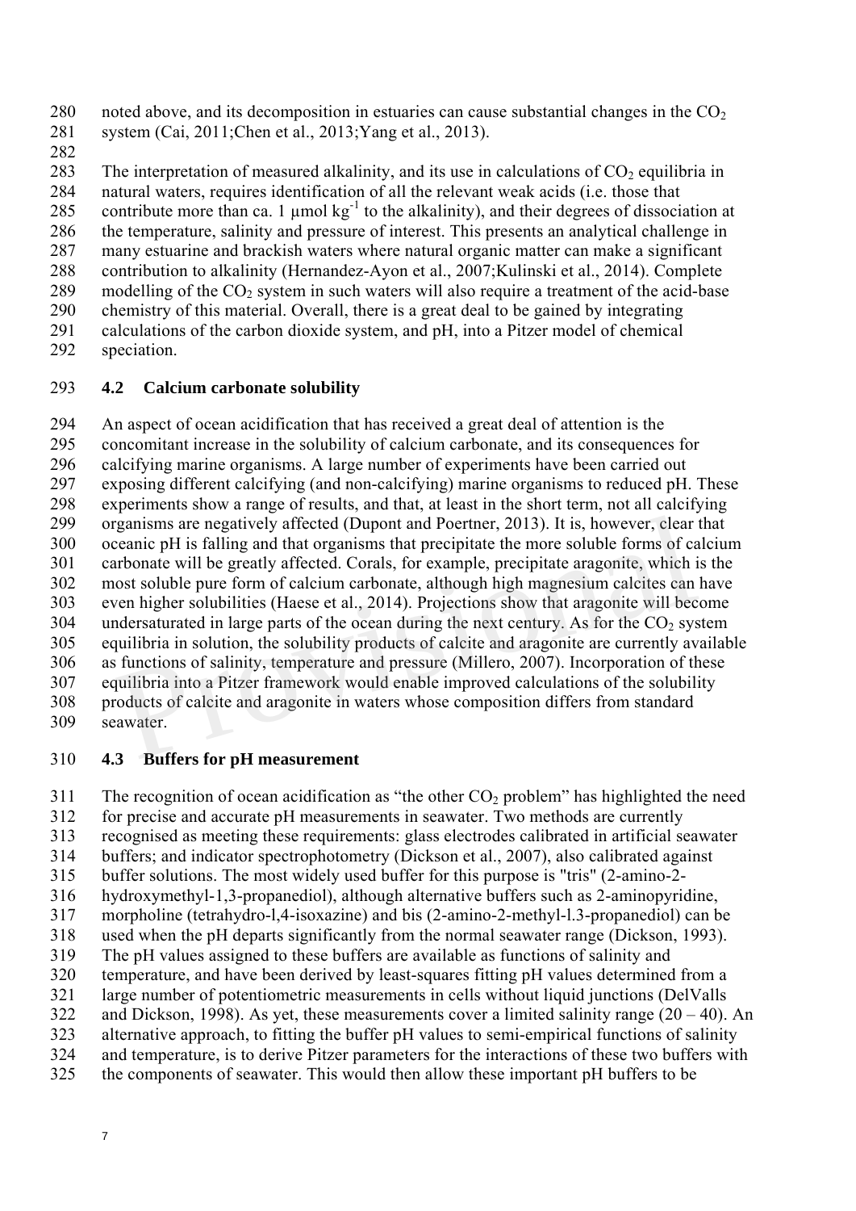noted above, and its decomposition in estuaries can cause substantial changes in the $CO_2$ system (Cai, 2011;Chen et al., 2013;Yang et al., 2013).

The interpretation of measured alkalinity, and its use in calculations of $CO_2$ equilibria in natural waters, requires identification of all the relevant weak acids (i.e. those that contribute more than ca. 1 µmol $kg^{-1}$ to the alkalinity), and their degrees of dissociation at the temperature, salinity and pressure of interest. This presents an analytical challenge in many estuarine and brackish waters where natural organic matter can make a significant contribution to alkalinity (Hernandez-Ayon et al., 2007;Kulinski et al., 2014). Complete modelling of the $CO_2$ system in such waters will also require a treatment of the acid-base chemistry of this material. Overall, there is a great deal to be gained by integrating calculations of the carbon dioxide system, and pH, into a Pitzer model of chemical speciation.

## 4.2 Calcium carbonate solubility

An aspect of ocean acidification that has received a great deal of attention is the concomitant increase in the solubility of calcium carbonate, and its consequences for calcifying marine organisms. A large number of experiments have been carried out exposing different calcifying (and non-calcifying) marine organisms to reduced pH. These experiments show a range of results, and that, at least in the short term, not all calcifying organisms are negatively affected (Dupont and Poertner, 2013). It is, however, clear that oceanic pH is falling and that organisms that precipitate the more soluble forms of calcium carbonate will be greatly affected. Corals, for example, precipitate aragonite, which is the most soluble pure form of calcium carbonate, although high magnesium calcites can have even higher solubilities (Haese et al., 2014). Projections show that aragonite will become undersaturated in large parts of the ocean during the next century. As for the $CO_2$ system equilibria in solution, the solubility products of calcite and aragonite are currently available as functions of salinity, temperature and pressure (Millero, 2007). Incorporation of these equilibria into a Pitzer framework would enable improved calculations of the solubility products of calcite and aragonite in waters whose composition differs from standard seawater.

## 4.3 Buffers for pH measurement

The recognition of ocean acidification as "the other $CO_2$ problem" has highlighted the need for precise and accurate pH measurements in seawater. Two methods are currently recognised as meeting these requirements: glass electrodes calibrated in artificial seawater buffers; and indicator spectrophotometry (Dickson et al., 2007), also calibrated against buffer solutions. The most widely used buffer for this purpose is "tris" (2-amino-2-hydroxymethyl-1,3-propanediol), although alternative buffers such as 2-aminopyridine, morpholine (tetrahydro-l,4-isoxazine) and bis (2-amino-2-methyl-l.3-propanediol) can be used when the pH departs significantly from the normal seawater range (Dickson, 1993). The pH values assigned to these buffers are available as functions of salinity and temperature, and have been derived by least-squares fitting pH values determined from a large number of potentiometric measurements in cells without liquid junctions (DelValls and Dickson, 1998). As yet, these measurements cover a limited salinity range (20 – 40). An alternative approach, to fitting the buffer pH values to semi-empirical functions of salinity and temperature, is to derive Pitzer parameters for the interactions of these two buffers with the components of seawater. This would then allow these important pH buffers to be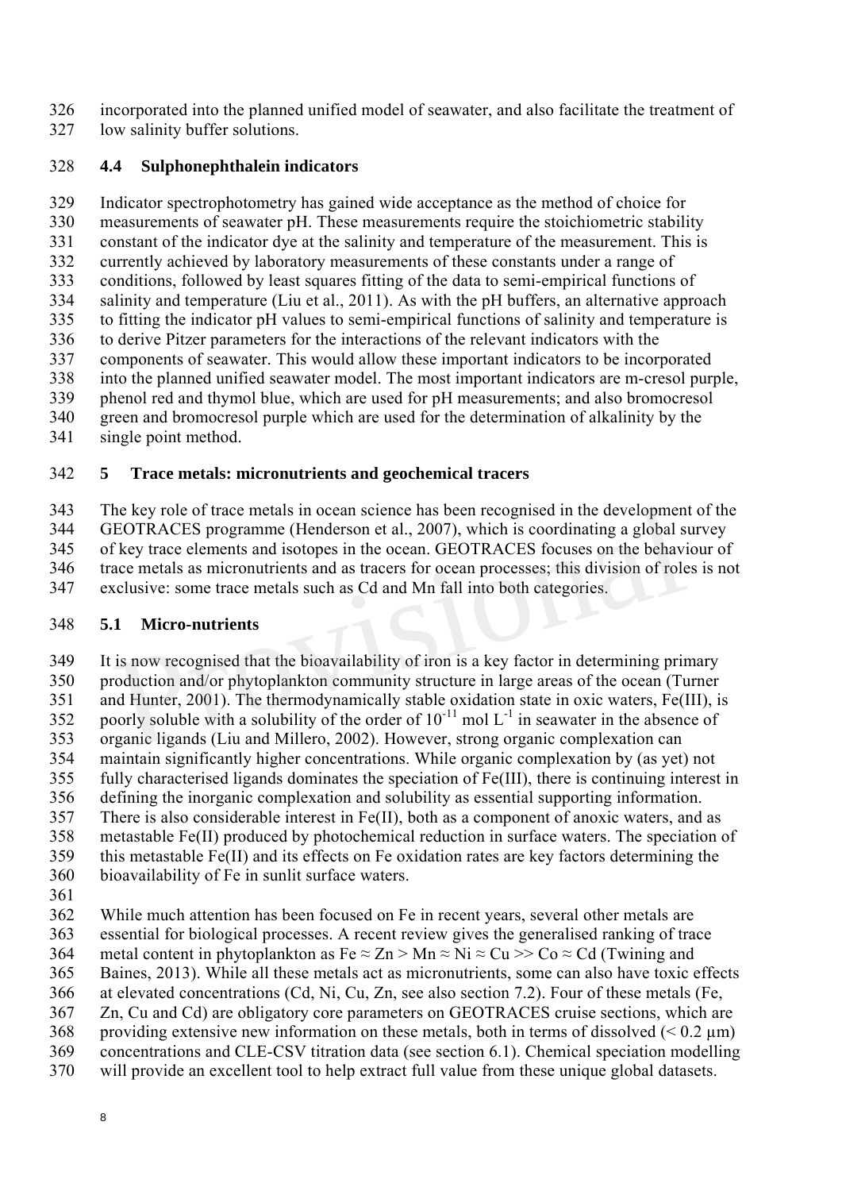incorporated into the planned unified model of seawater, and also facilitate the treatment of low salinity buffer solutions.

### 4.4 Sulphonephthalein indicators

Indicator spectrophotometry has gained wide acceptance as the method of choice for measurements of seawater pH. These measurements require the stoichiometric stability constant of the indicator dye at the salinity and temperature of the measurement. This is currently achieved by laboratory measurements of these constants under a range of conditions, followed by least squares fitting of the data to semi-empirical functions of salinity and temperature (Liu et al., 2011). As with the pH buffers, an alternative approach to fitting the indicator pH values to semi-empirical functions of salinity and temperature is to derive Pitzer parameters for the interactions of the relevant indicators with the components of seawater. This would allow these important indicators to be incorporated into the planned unified seawater model. The most important indicators are m-cresol purple, phenol red and thymol blue, which are used for pH measurements; and also bromocresol green and bromocresol purple which are used for the determination of alkalinity by the single point method.

## 5 Trace metals: micronutrients and geochemical tracers

The key role of trace metals in ocean science has been recognised in the development of the GEOTRACES programme (Henderson et al., 2007), which is coordinating a global survey of key trace elements and isotopes in the ocean. GEOTRACES focuses on the behaviour of trace metals as micronutrients and as tracers for ocean processes; this division of roles is not exclusive: some trace metals such as Cd and Mn fall into both categories.

### 5.1 Micro-nutrients

It is now recognised that the bioavailability of iron is a key factor in determining primary production and/or phytoplankton community structure in large areas of the ocean (Turner and Hunter, 2001). The thermodynamically stable oxidation state in oxic waters, Fe(III), is poorly soluble with a solubility of the order of $10^{-11}$ mol $L^{-1}$ in seawater in the absence of organic ligands (Liu and Millero, 2002). However, strong organic complexation can maintain significantly higher concentrations. While organic complexation by (as yet) not fully characterised ligands dominates the speciation of Fe(III), there is continuing interest in defining the inorganic complexation and solubility as essential supporting information. There is also considerable interest in Fe(II), both as a component of anoxic waters, and as metastable Fe(II) produced by photochemical reduction in surface waters. The speciation of this metastable Fe(II) and its effects on Fe oxidation rates are key factors determining the bioavailability of Fe in sunlit surface waters.

While much attention has been focused on Fe in recent years, several other metals are essential for biological processes. A recent review gives the generalised ranking of trace metal content in phytoplankton as Fe ≈ Zn > Mn ≈ Ni ≈ Cu >> Co ≈ Cd (Twining and Baines, 2013). While all these metals act as micronutrients, some can also have toxic effects at elevated concentrations (Cd, Ni, Cu, Zn, see also section 7.2). Four of these metals (Fe, Zn, Cu and Cd) are obligatory core parameters on GEOTRACES cruise sections, which are providing extensive new information on these metals, both in terms of dissolved (< 0.2 µm) concentrations and CLE-CSV titration data (see section 6.1). Chemical speciation modelling will provide an excellent tool to help extract full value from these unique global datasets.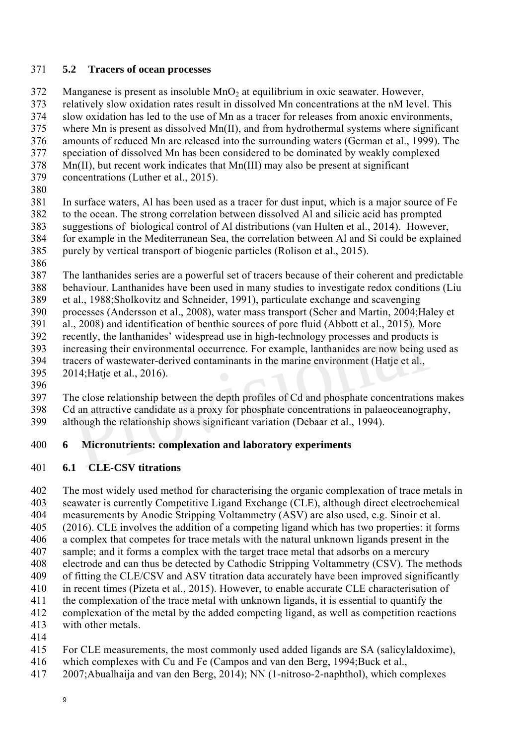### 5.2 Tracers of ocean processes

Manganese is present as insoluble $MnO_2$ at equilibrium in oxic seawater. However, relatively slow oxidation rates result in dissolved Mn concentrations at the nM level. This slow oxidation has led to the use of Mn as a tracer for releases from anoxic environments, where Mn is present as dissolved Mn(II), and from hydrothermal systems where significant amounts of reduced Mn are released into the surrounding waters (German et al., 1999). The speciation of dissolved Mn has been considered to be dominated by weakly complexed Mn(II), but recent work indicates that Mn(III) may also be present at significant concentrations (Luther et al., 2015).

In surface waters, Al has been used as a tracer for dust input, which is a major source of Fe to the ocean. The strong correlation between dissolved Al and silicic acid has prompted suggestions of biological control of Al distributions (van Hulten et al., 2014). However, for example in the Mediterranean Sea, the correlation between Al and Si could be explained purely by vertical transport of biogenic particles (Rolison et al., 2015).

The lanthanides series are a powerful set of tracers because of their coherent and predictable behaviour. Lanthanides have been used in many studies to investigate redox conditions (Liu et al., 1988;Sholkovitz and Schneider, 1991), particulate exchange and scavenging processes (Andersson et al., 2008), water mass transport (Scher and Martin, 2004;Haley et al., 2008) and identification of benthic sources of pore fluid (Abbott et al., 2015). More recently, the lanthanides' widespread use in high-technology processes and products is increasing their environmental occurrence. For example, lanthanides are now being used as tracers of wastewater-derived contaminants in the marine environment (Hatje et al., 2014;Hatje et al., 2016).

The close relationship between the depth profiles of Cd and phosphate concentrations makes Cd an attractive candidate as a proxy for phosphate concentrations in palaeoceanography, although the relationship shows significant variation (Debaar et al., 1994).

## 6 Micronutrients: complexation and laboratory experiments

### 6.1 CLE-CSV titrations

The most widely used method for characterising the organic complexation of trace metals in seawater is currently Competitive Ligand Exchange (CLE), although direct electrochemical measurements by Anodic Stripping Voltammetry (ASV) are also used, e.g. Sinoir et al. (2016). CLE involves the addition of a competing ligand which has two properties: it forms a complex that competes for trace metals with the natural unknown ligands present in the sample; and it forms a complex with the target trace metal that adsorbs on a mercury electrode and can thus be detected by Cathodic Stripping Voltammetry (CSV). The methods of fitting the CLE/CSV and ASV titration data accurately have been improved significantly in recent times (Pizeta et al., 2015). However, to enable accurate CLE characterisation of the complexation of the trace metal with unknown ligands, it is essential to quantify the complexation of the metal by the added competing ligand, as well as competition reactions with other metals.

For CLE measurements, the most commonly used added ligands are SA (salicylaldoxime), which complexes with Cu and Fe (Campos and van den Berg, 1994;Buck et al., 2007;Abualhaija and van den Berg, 2014); NN (1-nitroso-2-naphthol), which complexes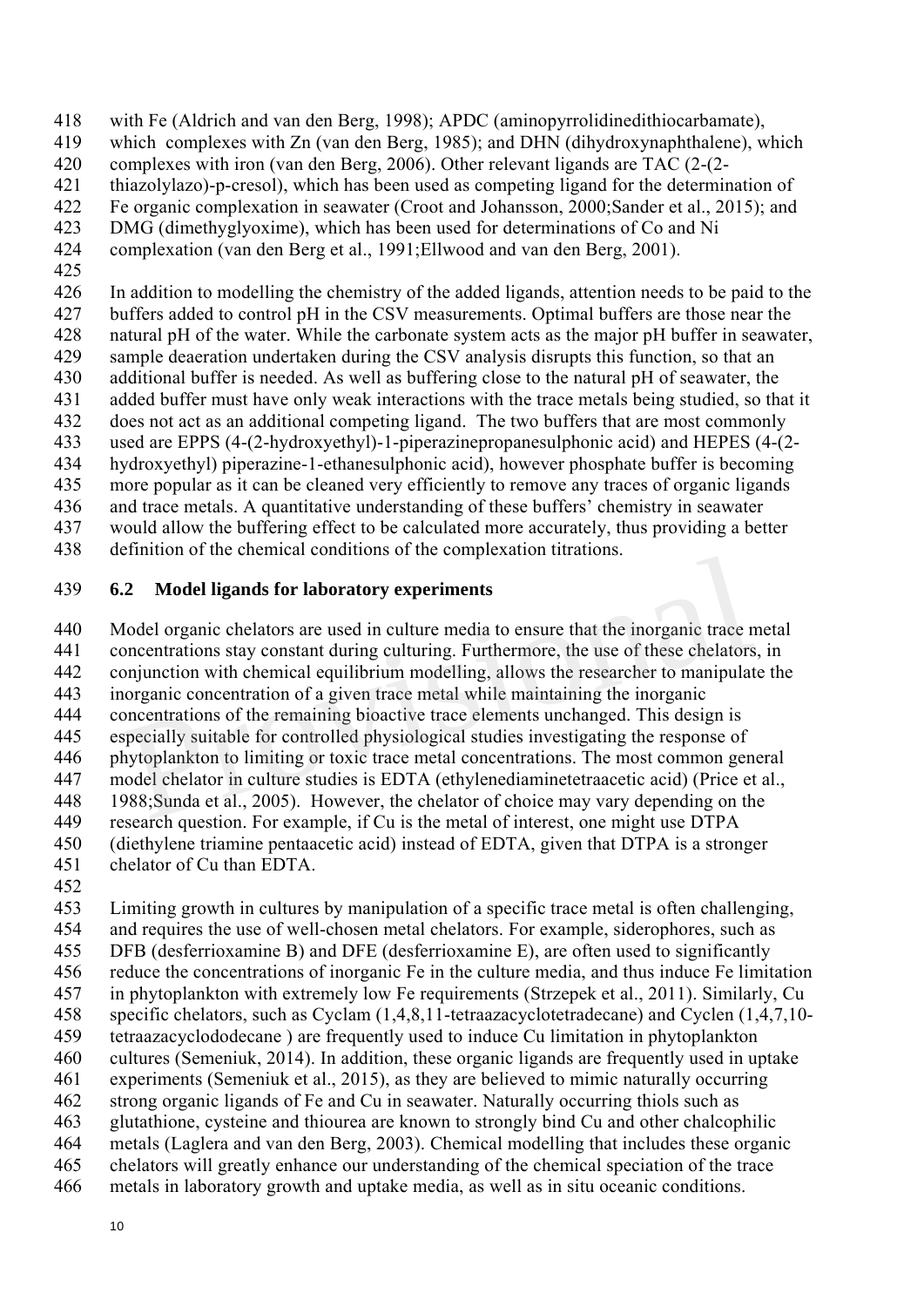with Fe (Aldrich and van den Berg, 1998); APDC (aminopyrrolidinedithiocarbamate), which complexes with Zn (van den Berg, 1985); and DHN (dihydroxynaphthalene), which complexes with iron (van den Berg, 2006). Other relevant ligands are TAC (2-(2-thiazolylazo)-p-cresol), which has been used as competing ligand for the determination of Fe organic complexation in seawater (Croot and Johansson, 2000;Sander et al., 2015); and DMG (dimethyglyoxime), which has been used for determinations of Co and Ni complexation (van den Berg et al., 1991;Ellwood and van den Berg, 2001).

In addition to modelling the chemistry of the added ligands, attention needs to be paid to the buffers added to control pH in the CSV measurements. Optimal buffers are those near the natural pH of the water. While the carbonate system acts as the major pH buffer in seawater, sample deaeration undertaken during the CSV analysis disrupts this function, so that an additional buffer is needed. As well as buffering close to the natural pH of seawater, the added buffer must have only weak interactions with the trace metals being studied, so that it does not act as an additional competing ligand. The two buffers that are most commonly used are EPPS (4-(2-hydroxyethyl)-1-piperazinepropanesulphonic acid) and HEPES (4-(2-hydroxyethyl) piperazine-1-ethanesulphonic acid), however phosphate buffer is becoming more popular as it can be cleaned very efficiently to remove any traces of organic ligands and trace metals. A quantitative understanding of these buffers' chemistry in seawater would allow the buffering effect to be calculated more accurately, thus providing a better definition of the chemical conditions of the complexation titrations.

## 6.2 Model ligands for laboratory experiments

Model organic chelators are used in culture media to ensure that the inorganic trace metal concentrations stay constant during culturing. Furthermore, the use of these chelators, in conjunction with chemical equilibrium modelling, allows the researcher to manipulate the inorganic concentration of a given trace metal while maintaining the inorganic concentrations of the remaining bioactive trace elements unchanged. This design is especially suitable for controlled physiological studies investigating the response of phytoplankton to limiting or toxic trace metal concentrations. The most common general model chelator in culture studies is EDTA (ethylenediaminetetraacetic acid) (Price et al., 1988;Sunda et al., 2005). However, the chelator of choice may vary depending on the research question. For example, if Cu is the metal of interest, one might use DTPA (diethylene triamine pentaacetic acid) instead of EDTA, given that DTPA is a stronger chelator of Cu than EDTA.

Limiting growth in cultures by manipulation of a specific trace metal is often challenging, and requires the use of well-chosen metal chelators. For example, siderophores, such as DFB (desferrioxamine B) and DFE (desferrioxamine E), are often used to significantly reduce the concentrations of inorganic Fe in the culture media, and thus induce Fe limitation in phytoplankton with extremely low Fe requirements (Strzepek et al., 2011). Similarly, Cu specific chelators, such as Cyclam (1,4,8,11-tetraazacyclotetradecane) and Cyclen (1,4,7,10-tetraazacyclododecane ) are frequently used to induce Cu limitation in phytoplankton cultures (Semeniuk, 2014). In addition, these organic ligands are frequently used in uptake experiments (Semeniuk et al., 2015), as they are believed to mimic naturally occurring strong organic ligands of Fe and Cu in seawater. Naturally occurring thiols such as glutathione, cysteine and thiourea are known to strongly bind Cu and other chalcophilic metals (Laglera and van den Berg, 2003). Chemical modelling that includes these organic chelators will greatly enhance our understanding of the chemical speciation of the trace metals in laboratory growth and uptake media, as well as in situ oceanic conditions.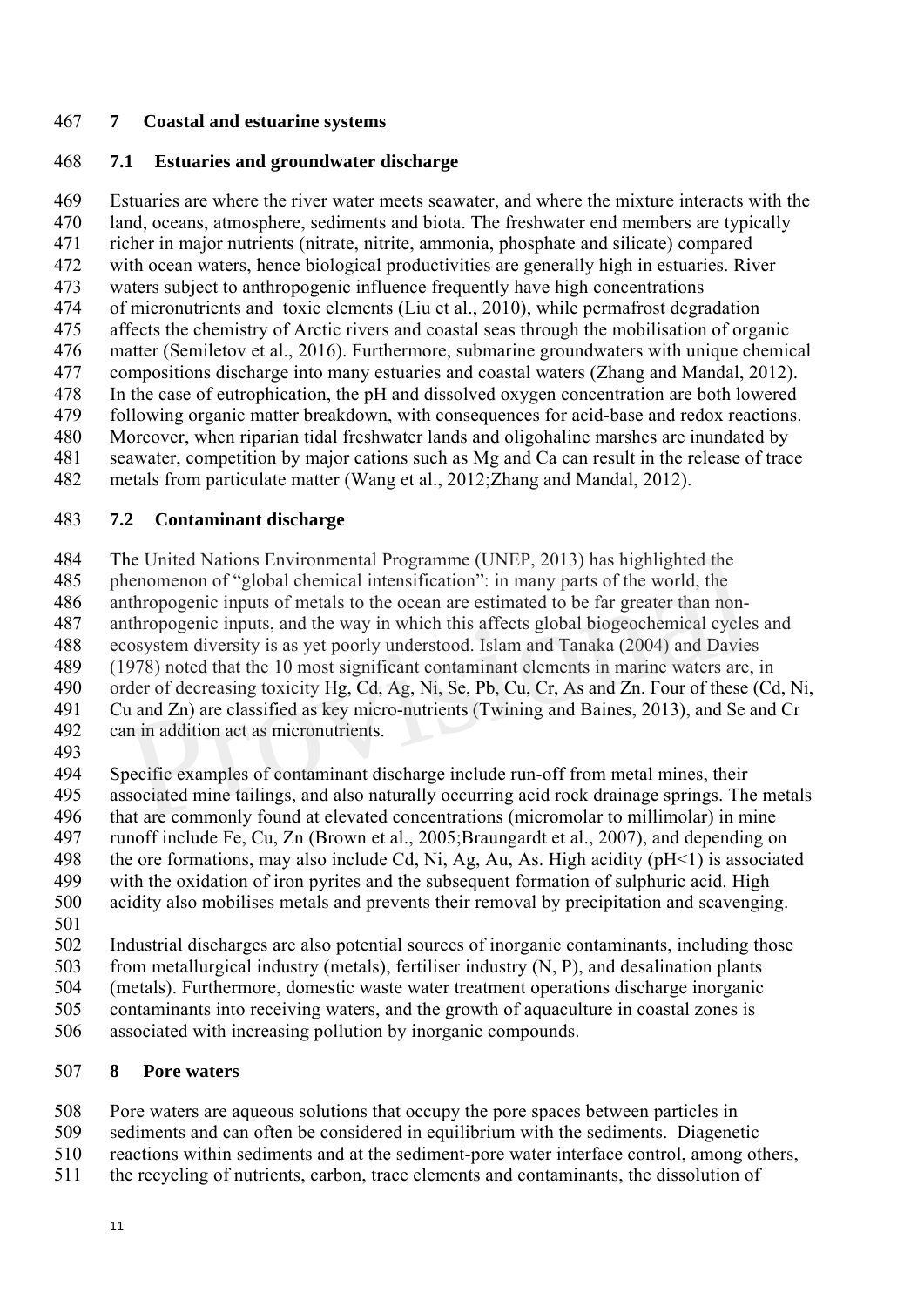# 7 Coastal and estuarine systems

## 7.1 Estuaries and groundwater discharge

Estuaries are where the river water meets seawater, and where the mixture interacts with the land, oceans, atmosphere, sediments and biota. The freshwater end members are typically richer in major nutrients (nitrate, nitrite, ammonia, phosphate and silicate) compared with ocean waters, hence biological productivities are generally high in estuaries. River waters subject to anthropogenic influence frequently have high concentrations of micronutrients and toxic elements (Liu et al., 2010), while permafrost degradation affects the chemistry of Arctic rivers and coastal seas through the mobilisation of organic matter (Semiletov et al., 2016). Furthermore, submarine groundwaters with unique chemical compositions discharge into many estuaries and coastal waters (Zhang and Mandal, 2012). In the case of eutrophication, the pH and dissolved oxygen concentration are both lowered following organic matter breakdown, with consequences for acid-base and redox reactions. Moreover, when riparian tidal freshwater lands and oligohaline marshes are inundated by seawater, competition by major cations such as Mg and Ca can result in the release of trace metals from particulate matter (Wang et al., 2012;Zhang and Mandal, 2012).

## 7.2 Contaminant discharge

The United Nations Environmental Programme (UNEP, 2013) has highlighted the phenomenon of "global chemical intensification": in many parts of the world, the anthropogenic inputs of metals to the ocean are estimated to be far greater than non-anthropogenic inputs, and the way in which this affects global biogeochemical cycles and ecosystem diversity is as yet poorly understood. Islam and Tanaka (2004) and Davies (1978) noted that the 10 most significant contaminant elements in marine waters are, in order of decreasing toxicity Hg, Cd, Ag, Ni, Se, Pb, Cu, Cr, As and Zn. Four of these (Cd, Ni, Cu and Zn) are classified as key micro-nutrients (Twining and Baines, 2013), and Se and Cr can in addition act as micronutrients.

Specific examples of contaminant discharge include run-off from metal mines, their associated mine tailings, and also naturally occurring acid rock drainage springs. The metals that are commonly found at elevated concentrations (micromolar to millimolar) in mine runoff include Fe, Cu, Zn (Brown et al., 2005;Braungardt et al., 2007), and depending on the ore formations, may also include Cd, Ni, Ag, Au, As. High acidity (pH<1) is associated with the oxidation of iron pyrites and the subsequent formation of sulphuric acid. High acidity also mobilises metals and prevents their removal by precipitation and scavenging.

Industrial discharges are also potential sources of inorganic contaminants, including those from metallurgical industry (metals), fertiliser industry (N, P), and desalination plants (metals). Furthermore, domestic waste water treatment operations discharge inorganic contaminants into receiving waters, and the growth of aquaculture in coastal zones is associated with increasing pollution by inorganic compounds.

# 8 Pore waters

Pore waters are aqueous solutions that occupy the pore spaces between particles in sediments and can often be considered in equilibrium with the sediments. Diagenetic reactions within sediments and at the sediment-pore water interface control, among others, the recycling of nutrients, carbon, trace elements and contaminants, the dissolution of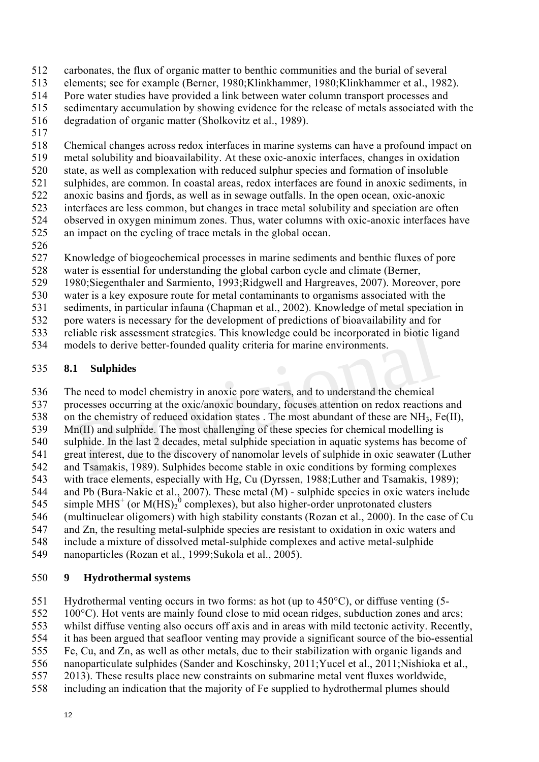carbonates, the flux of organic matter to benthic communities and the burial of several elements; see for example (Berner, 1980;Klinkhammer, 1980;Klinkhammer et al., 1982). Pore water studies have provided a link between water column transport processes and sedimentary accumulation by showing evidence for the release of metals associated with the degradation of organic matter (Sholkovitz et al., 1989).

Chemical changes across redox interfaces in marine systems can have a profound impact on metal solubility and bioavailability. At these oxic-anoxic interfaces, changes in oxidation state, as well as complexation with reduced sulphur species and formation of insoluble sulphides, are common. In coastal areas, redox interfaces are found in anoxic sediments, in anoxic basins and fjords, as well as in sewage outfalls. In the open ocean, oxic-anoxic interfaces are less common, but changes in trace metal solubility and speciation are often observed in oxygen minimum zones. Thus, water columns with oxic-anoxic interfaces have an impact on the cycling of trace metals in the global ocean.

Knowledge of biogeochemical processes in marine sediments and benthic fluxes of pore water is essential for understanding the global carbon cycle and climate (Berner, 1980;Siegenthaler and Sarmiento, 1993;Ridgwell and Hargreaves, 2007). Moreover, pore water is a key exposure route for metal contaminants to organisms associated with the sediments, in particular infauna (Chapman et al., 2002). Knowledge of metal speciation in pore waters is necessary for the development of predictions of bioavailability and for reliable risk assessment strategies. This knowledge could be incorporated in biotic ligand models to derive better-founded quality criteria for marine environments.

## 8.1 Sulphides

The need to model chemistry in anoxic pore waters, and to understand the chemical processes occurring at the oxic/anoxic boundary, focuses attention on redox reactions and on the chemistry of reduced oxidation states . The most abundant of these are $NH_3$, Fe(II), Mn(II) and sulphide. The most challenging of these species for chemical modelling is sulphide. In the last 2 decades, metal sulphide speciation in aquatic systems has become of great interest, due to the discovery of nanomolar levels of sulphide in oxic seawater (Luther and Tsamakis, 1989). Sulphides become stable in oxic conditions by forming complexes with trace elements, especially with Hg, Cu (Dyrssen, 1988;Luther and Tsamakis, 1989); and Pb (Bura-Nakic et al., 2007). These metal (M) - sulphide species in oxic waters include simple $MHS^+$ (or $M(HS)_2^0$ complexes), but also higher-order unprotonated clusters (multinuclear oligomers) with high stability constants (Rozan et al., 2000). In the case of Cu and Zn, the resulting metal-sulphide species are resistant to oxidation in oxic waters and include a mixture of dissolved metal-sulphide complexes and active metal-sulphide nanoparticles (Rozan et al., 1999;Sukola et al., 2005).

# 9 Hydrothermal systems

Hydrothermal venting occurs in two forms: as hot (up to 450°C), or diffuse venting (5-100°C). Hot vents are mainly found close to mid ocean ridges, subduction zones and arcs; whilst diffuse venting also occurs off axis and in areas with mild tectonic activity. Recently, it has been argued that seafloor venting may provide a significant source of the bio-essential Fe, Cu, and Zn, as well as other metals, due to their stabilization with organic ligands and nanoparticulate sulphides (Sander and Koschinsky, 2011;Yucel et al., 2011;Nishioka et al., 2013). These results place new constraints on submarine metal vent fluxes worldwide, including an indication that the majority of Fe supplied to hydrothermal plumes should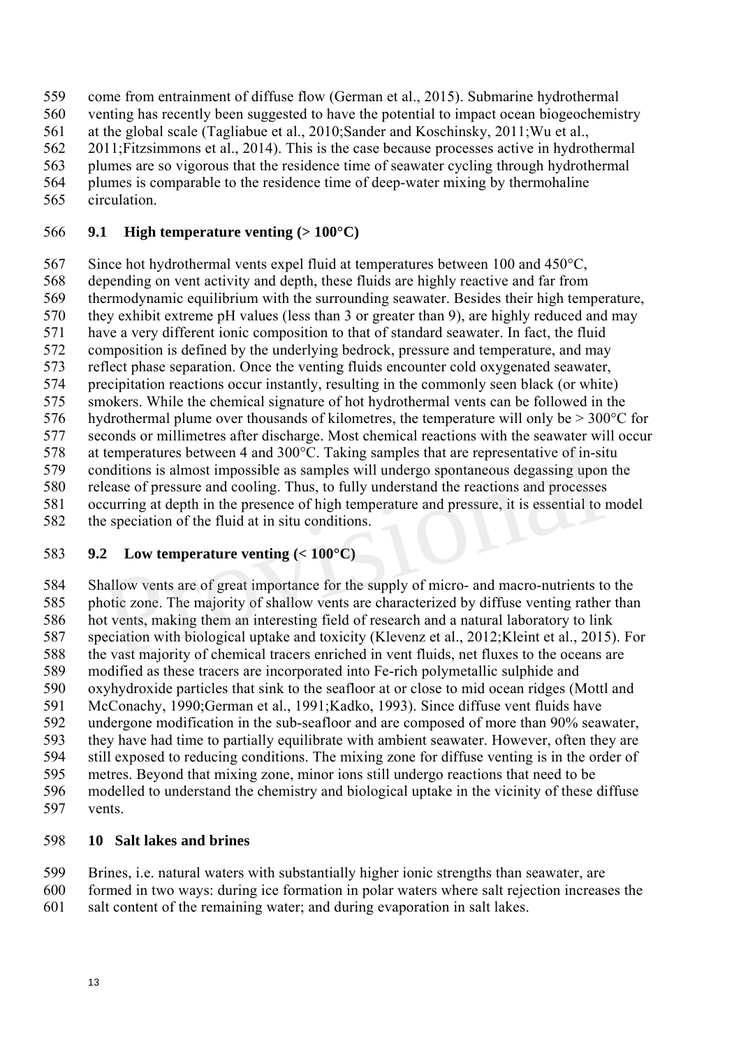come from entrainment of diffuse flow (German et al., 2015). Submarine hydrothermal venting has recently been suggested to have the potential to impact ocean biogeochemistry at the global scale (Tagliabue et al., 2010;Sander and Koschinsky, 2011;Wu et al., 2011;Fitzsimmons et al., 2014). This is the case because processes active in hydrothermal plumes are so vigorous that the residence time of seawater cycling through hydrothermal plumes is comparable to the residence time of deep-water mixing by thermohaline circulation.

## 9.1 High temperature venting (> 100°C)

Since hot hydrothermal vents expel fluid at temperatures between 100 and 450°C, depending on vent activity and depth, these fluids are highly reactive and far from thermodynamic equilibrium with the surrounding seawater. Besides their high temperature, they exhibit extreme pH values (less than 3 or greater than 9), are highly reduced and may have a very different ionic composition to that of standard seawater. In fact, the fluid composition is defined by the underlying bedrock, pressure and temperature, and may reflect phase separation. Once the venting fluids encounter cold oxygenated seawater, precipitation reactions occur instantly, resulting in the commonly seen black (or white) smokers. While the chemical signature of hot hydrothermal vents can be followed in the hydrothermal plume over thousands of kilometres, the temperature will only be > 300°C for seconds or millimetres after discharge. Most chemical reactions with the seawater will occur at temperatures between 4 and 300°C. Taking samples that are representative of in-situ conditions is almost impossible as samples will undergo spontaneous degassing upon the release of pressure and cooling. Thus, to fully understand the reactions and processes occurring at depth in the presence of high temperature and pressure, it is essential to model the speciation of the fluid at in situ conditions.

## 9.2 Low temperature venting (< 100°C)

Shallow vents are of great importance for the supply of micro- and macro-nutrients to the photic zone. The majority of shallow vents are characterized by diffuse venting rather than hot vents, making them an interesting field of research and a natural laboratory to link speciation with biological uptake and toxicity (Klevenz et al., 2012;Kleint et al., 2015). For the vast majority of chemical tracers enriched in vent fluids, net fluxes to the oceans are modified as these tracers are incorporated into Fe-rich polymetallic sulphide and oxyhydroxide particles that sink to the seafloor at or close to mid ocean ridges (Mottl and McConachy, 1990;German et al., 1991;Kadko, 1993). Since diffuse vent fluids have undergone modification in the sub-seafloor and are composed of more than 90% seawater, they have had time to partially equilibrate with ambient seawater. However, often they are still exposed to reducing conditions. The mixing zone for diffuse venting is in the order of metres. Beyond that mixing zone, minor ions still undergo reactions that need to be modelled to understand the chemistry and biological uptake in the vicinity of these diffuse vents.

# 10 Salt lakes and brines

Brines, i.e. natural waters with substantially higher ionic strengths than seawater, are formed in two ways: during ice formation in polar waters where salt rejection increases the salt content of the remaining water; and during evaporation in salt lakes.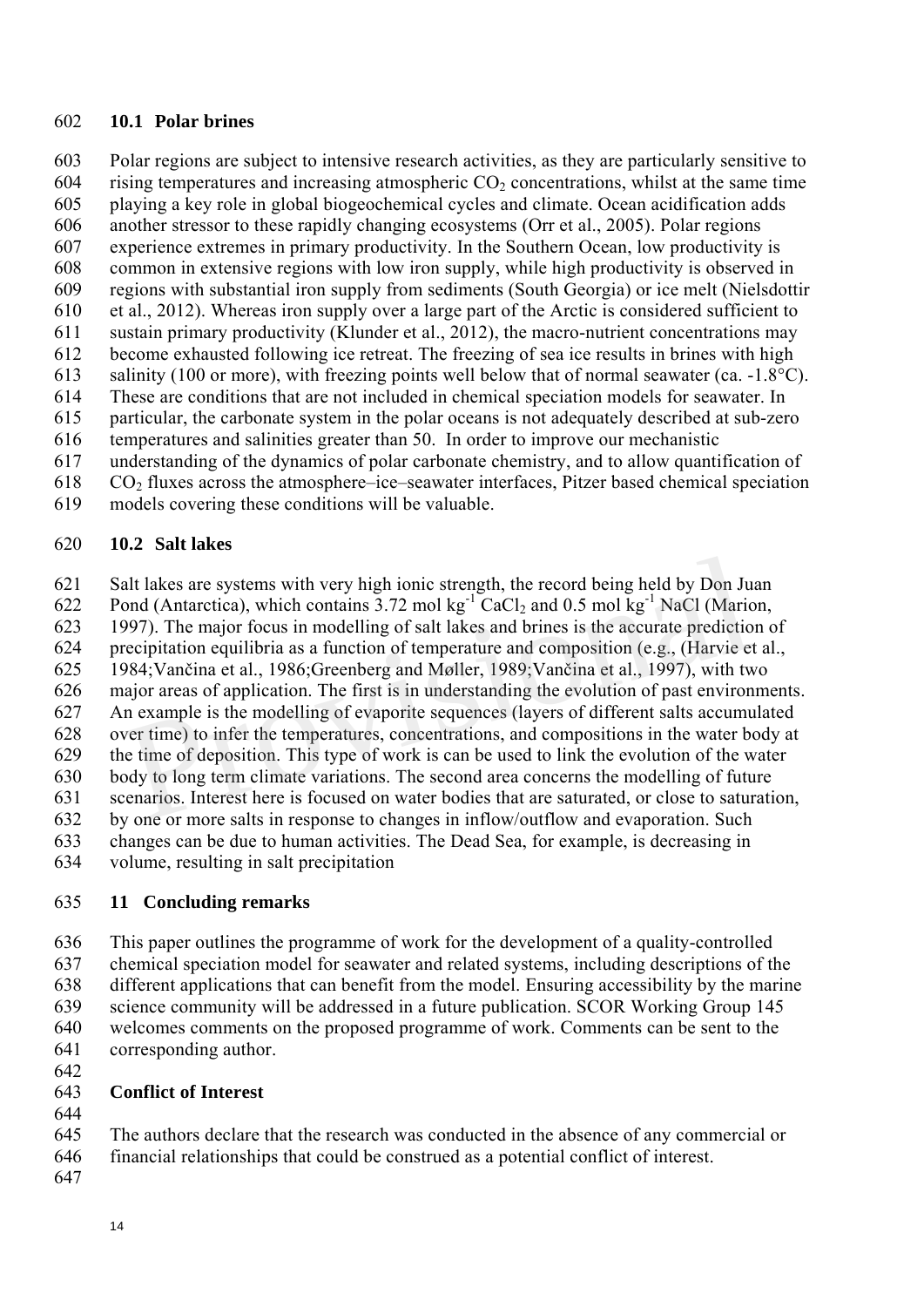### 10.1 Polar brines

Polar regions are subject to intensive research activities, as they are particularly sensitive to rising temperatures and increasing atmospheric $CO_2$ concentrations, whilst at the same time playing a key role in global biogeochemical cycles and climate. Ocean acidification adds another stressor to these rapidly changing ecosystems (Orr et al., 2005). Polar regions experience extremes in primary productivity. In the Southern Ocean, low productivity is common in extensive regions with low iron supply, while high productivity is observed in regions with substantial iron supply from sediments (South Georgia) or ice melt (Nielsdottir et al., 2012). Whereas iron supply over a large part of the Arctic is considered sufficient to sustain primary productivity (Klunder et al., 2012), the macro-nutrient concentrations may become exhausted following ice retreat. The freezing of sea ice results in brines with high salinity (100 or more), with freezing points well below that of normal seawater (ca. -1.8°C). These are conditions that are not included in chemical speciation models for seawater. In particular, the carbonate system in the polar oceans is not adequately described at sub-zero temperatures and salinities greater than 50. In order to improve our mechanistic understanding of the dynamics of polar carbonate chemistry, and to allow quantification of $CO_2$ fluxes across the atmosphere–ice–seawater interfaces, Pitzer based chemical speciation models covering these conditions will be valuable.

### 10.2 Salt lakes

Salt lakes are systems with very high ionic strength, the record being held by Don Juan Pond (Antarctica), which contains 3.72 mol $kg^{-1}$ $CaCl_2$ and 0.5 mol $kg^{-1}$ NaCl (Marion, 1997). The major focus in modelling of salt lakes and brines is the accurate prediction of precipitation equilibria as a function of temperature and composition (e.g., (Harvie et al., 1984;Vančina et al., 1986;Greenberg and Møller, 1989;Vančina et al., 1997), with two major areas of application. The first is in understanding the evolution of past environments. An example is the modelling of evaporite sequences (layers of different salts accumulated over time) to infer the temperatures, concentrations, and compositions in the water body at the time of deposition. This type of work is can be used to link the evolution of the water body to long term climate variations. The second area concerns the modelling of future scenarios. Interest here is focused on water bodies that are saturated, or close to saturation, by one or more salts in response to changes in inflow/outflow and evaporation. Such changes can be due to human activities. The Dead Sea, for example, is decreasing in volume, resulting in salt precipitation

## 11 Concluding remarks

This paper outlines the programme of work for the development of a quality-controlled chemical speciation model for seawater and related systems, including descriptions of the different applications that can benefit from the model. Ensuring accessibility by the marine science community will be addressed in a future publication. SCOR Working Group 145 welcomes comments on the proposed programme of work. Comments can be sent to the corresponding author.

## Conflict of Interest

The authors declare that the research was conducted in the absence of any commercial or financial relationships that could be construed as a potential conflict of interest.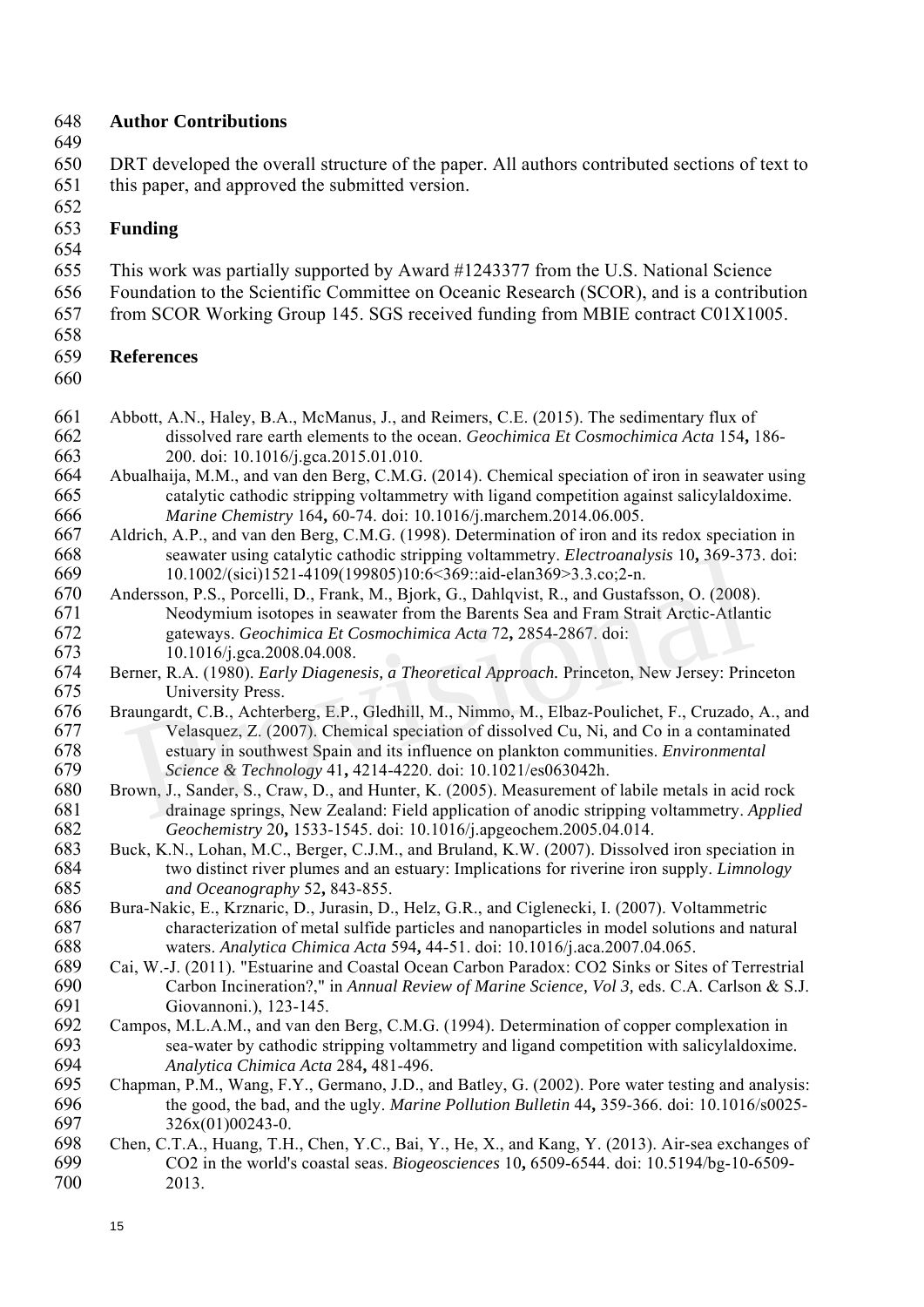## Author Contributions

DRT developed the overall structure of the paper. All authors contributed sections of text to this paper, and approved the submitted version.

## Funding

This work was partially supported by Award #1243377 from the U.S. National Science Foundation to the Scientific Committee on Oceanic Research (SCOR), and is a contribution from SCOR Working Group 145. SGS received funding from MBIE contract C01X1005.

## References

Abbott, A.N., Haley, B.A., McManus, J., and Reimers, C.E. (2015). The sedimentary flux of dissolved rare earth elements to the ocean. *Geochimica Et Cosmochimica Acta* 154**,** 186-200. doi: 10.1016/j.gca.2015.01.010.

Abualhaija, M.M., and van den Berg, C.M.G. (2014). Chemical speciation of iron in seawater using catalytic cathodic stripping voltammetry with ligand competition against salicylaldoxime. *Marine Chemistry* 164**,** 60-74. doi: 10.1016/j.marchem.2014.06.005.

Aldrich, A.P., and van den Berg, C.M.G. (1998). Determination of iron and its redox speciation in seawater using catalytic cathodic stripping voltammetry. *Electroanalysis* 10**,** 369-373. doi: 10.1002/(sici)1521-4109(199805)10:6<369::aid-elan369>3.3.co;2-n.

Andersson, P.S., Porcelli, D., Frank, M., Bjork, G., Dahlqvist, R., and Gustafsson, O. (2008). Neodymium isotopes in seawater from the Barents Sea and Fram Strait Arctic-Atlantic gateways. *Geochimica Et Cosmochimica Acta* 72**,** 2854-2867. doi: 10.1016/j.gca.2008.04.008.

Berner, R.A. (1980). *Early Diagenesis, a Theoretical Approach.* Princeton, New Jersey: Princeton University Press.

Braungardt, C.B., Achterberg, E.P., Gledhill, M., Nimmo, M., Elbaz-Poulichet, F., Cruzado, A., and Velasquez, Z. (2007). Chemical speciation of dissolved Cu, Ni, and Co in a contaminated estuary in southwest Spain and its influence on plankton communities. *Environmental Science & Technology* 41**,** 4214-4220. doi: 10.1021/es063042h.

Brown, J., Sander, S., Craw, D., and Hunter, K. (2005). Measurement of labile metals in acid rock drainage springs, New Zealand: Field application of anodic stripping voltammetry. *Applied Geochemistry* 20**,** 1533-1545. doi: 10.1016/j.apgeochem.2005.04.014.

Buck, K.N., Lohan, M.C., Berger, C.J.M., and Bruland, K.W. (2007). Dissolved iron speciation in two distinct river plumes and an estuary: Implications for riverine iron supply. *Limnology and Oceanography* 52**,** 843-855.

Bura-Nakic, E., Krznaric, D., Jurasin, D., Helz, G.R., and Ciglenecki, I. (2007). Voltammetric characterization of metal sulfide particles and nanoparticles in model solutions and natural waters. *Analytica Chimica Acta* 594**,** 44-51. doi: 10.1016/j.aca.2007.04.065.

Cai, W.-J. (2011). "Estuarine and Coastal Ocean Carbon Paradox: CO2 Sinks or Sites of Terrestrial Carbon Incineration?," in *Annual Review of Marine Science, Vol 3,* eds. C.A. Carlson & S.J. Giovannoni.), 123-145.

Campos, M.L.A.M., and van den Berg, C.M.G. (1994). Determination of copper complexation in sea-water by cathodic stripping voltammetry and ligand competition with salicylaldoxime. *Analytica Chimica Acta* 284**,** 481-496.

Chapman, P.M., Wang, F.Y., Germano, J.D., and Batley, G. (2002). Pore water testing and analysis: the good, the bad, and the ugly. *Marine Pollution Bulletin* 44**,** 359-366. doi: 10.1016/s0025-326x(01)00243-0.

Chen, C.T.A., Huang, T.H., Chen, Y.C., Bai, Y., He, X., and Kang, Y. (2013). Air-sea exchanges of CO2 in the world's coastal seas. *Biogeosciences* 10**,** 6509-6544. doi: 10.5194/bg-10-6509-2013.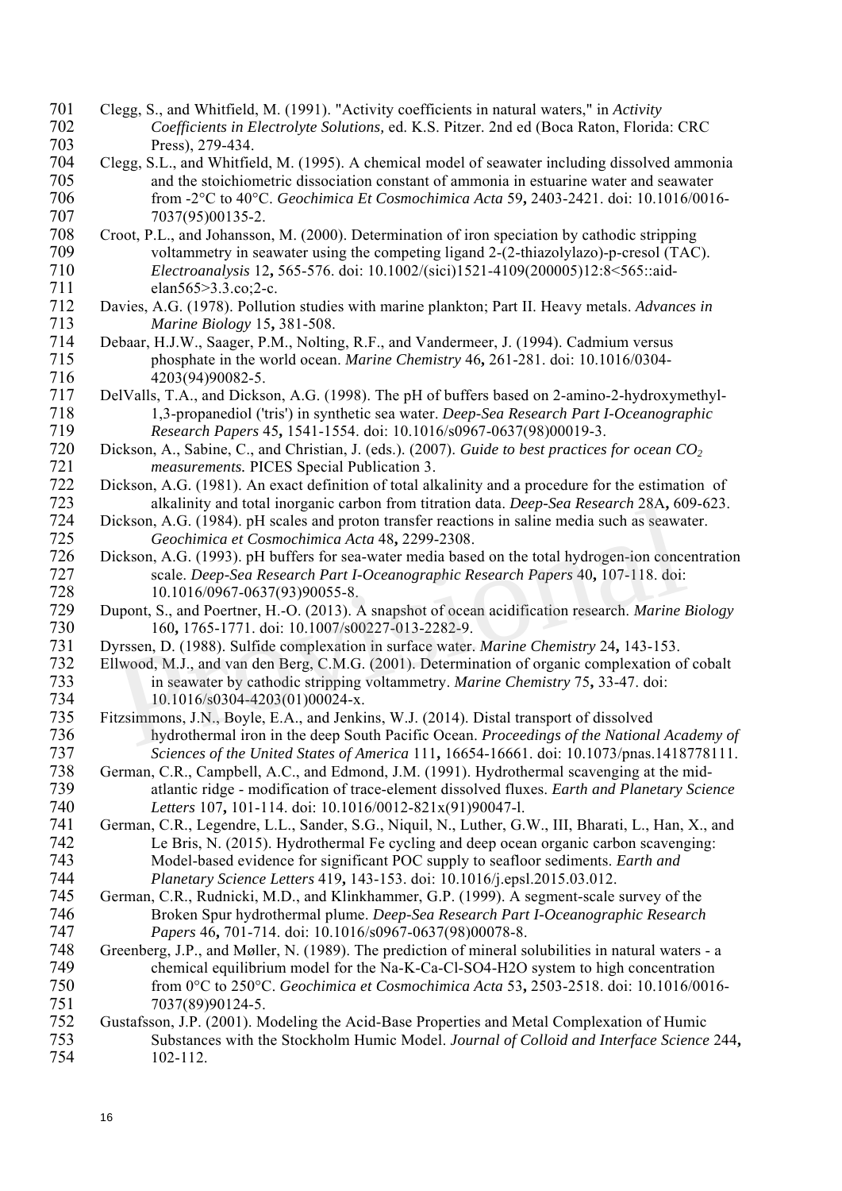Clegg, S., and Whitfield, M. (1991). "Activity coefficients in natural waters," in *Activity Coefficients in Electrolyte Solutions,* ed. K.S. Pitzer. 2nd ed (Boca Raton, Florida: CRC Press), 279-434.

Clegg, S.L., and Whitfield, M. (1995). A chemical model of seawater including dissolved ammonia and the stoichiometric dissociation constant of ammonia in estuarine water and seawater from -2°C to 40°C. *Geochimica Et Cosmochimica Acta* 59**,** 2403-2421. doi: 10.1016/0016-7037(95)00135-2.

Croot, P.L., and Johansson, M. (2000). Determination of iron speciation by cathodic stripping voltammetry in seawater using the competing ligand 2-(2-thiazolylazo)-p-cresol (TAC). *Electroanalysis* 12**,** 565-576. doi: 10.1002/(sici)1521-4109(200005)12:8<565::aid-elan565>3.3.co;2-c.

Davies, A.G. (1978). Pollution studies with marine plankton; Part II. Heavy metals. *Advances in Marine Biology* 15**,** 381-508.

Debaar, H.J.W., Saager, P.M., Nolting, R.F., and Vandermeer, J. (1994). Cadmium versus phosphate in the world ocean. *Marine Chemistry* 46**,** 261-281. doi: 10.1016/0304-4203(94)90082-5.

DelValls, T.A., and Dickson, A.G. (1998). The pH of buffers based on 2-amino-2-hydroxymethyl-1,3-propanediol ('tris') in synthetic sea water. *Deep-Sea Research Part I-Oceanographic Research Papers* 45**,** 1541-1554. doi: 10.1016/s0967-0637(98)00019-3.

Dickson, A., Sabine, C., and Christian, J. (eds.). (2007). *Guide to best practices for ocean $CO_2$ measurements.* PICES Special Publication 3.

Dickson, A.G. (1981). An exact definition of total alkalinity and a procedure for the estimation of alkalinity and total inorganic carbon from titration data. *Deep-Sea Research* 28A**,** 609-623.

Dickson, A.G. (1984). pH scales and proton transfer reactions in saline media such as seawater. *Geochimica et Cosmochimica Acta* 48**,** 2299-2308.

Dickson, A.G. (1993). pH buffers for sea-water media based on the total hydrogen-ion concentration scale. *Deep-Sea Research Part I-Oceanographic Research Papers* 40**,** 107-118. doi: 10.1016/0967-0637(93)90055-8.

Dupont, S., and Poertner, H.-O. (2013). A snapshot of ocean acidification research. *Marine Biology* 160**,** 1765-1771. doi: 10.1007/s00227-013-2282-9.

Dyrssen, D. (1988). Sulfide complexation in surface water. *Marine Chemistry* 24**,** 143-153.

Ellwood, M.J., and van den Berg, C.M.G. (2001). Determination of organic complexation of cobalt in seawater by cathodic stripping voltammetry. *Marine Chemistry* 75**,** 33-47. doi: 10.1016/s0304-4203(01)00024-x.

Fitzsimmons, J.N., Boyle, E.A., and Jenkins, W.J. (2014). Distal transport of dissolved hydrothermal iron in the deep South Pacific Ocean. *Proceedings of the National Academy of Sciences of the United States of America* 111**,** 16654-16661. doi: 10.1073/pnas.1418778111.

German, C.R., Campbell, A.C., and Edmond, J.M. (1991). Hydrothermal scavenging at the mid-atlantic ridge - modification of trace-element dissolved fluxes. *Earth and Planetary Science Letters* 107**,** 101-114. doi: 10.1016/0012-821x(91)90047-l.

German, C.R., Legendre, L.L., Sander, S.G., Niquil, N., Luther, G.W., III, Bharati, L., Han, X., and Le Bris, N. (2015). Hydrothermal Fe cycling and deep ocean organic carbon scavenging: Model-based evidence for significant POC supply to seafloor sediments. *Earth and Planetary Science Letters* 419**,** 143-153. doi: 10.1016/j.epsl.2015.03.012.

German, C.R., Rudnicki, M.D., and Klinkhammer, G.P. (1999). A segment-scale survey of the Broken Spur hydrothermal plume. *Deep-Sea Research Part I-Oceanographic Research Papers* 46**,** 701-714. doi: 10.1016/s0967-0637(98)00078-8.

Greenberg, J.P., and Møller, N. (1989). The prediction of mineral solubilities in natural waters - a chemical equilibrium model for the Na-K-Ca-Cl-SO4-H2O system to high concentration from 0°C to 250°C. *Geochimica et Cosmochimica Acta* 53**,** 2503-2518. doi: 10.1016/0016-7037(89)90124-5.

Gustafsson, J.P. (2001). Modeling the Acid-Base Properties and Metal Complexation of Humic Substances with the Stockholm Humic Model. *Journal of Colloid and Interface Science* 244**,** 102-112.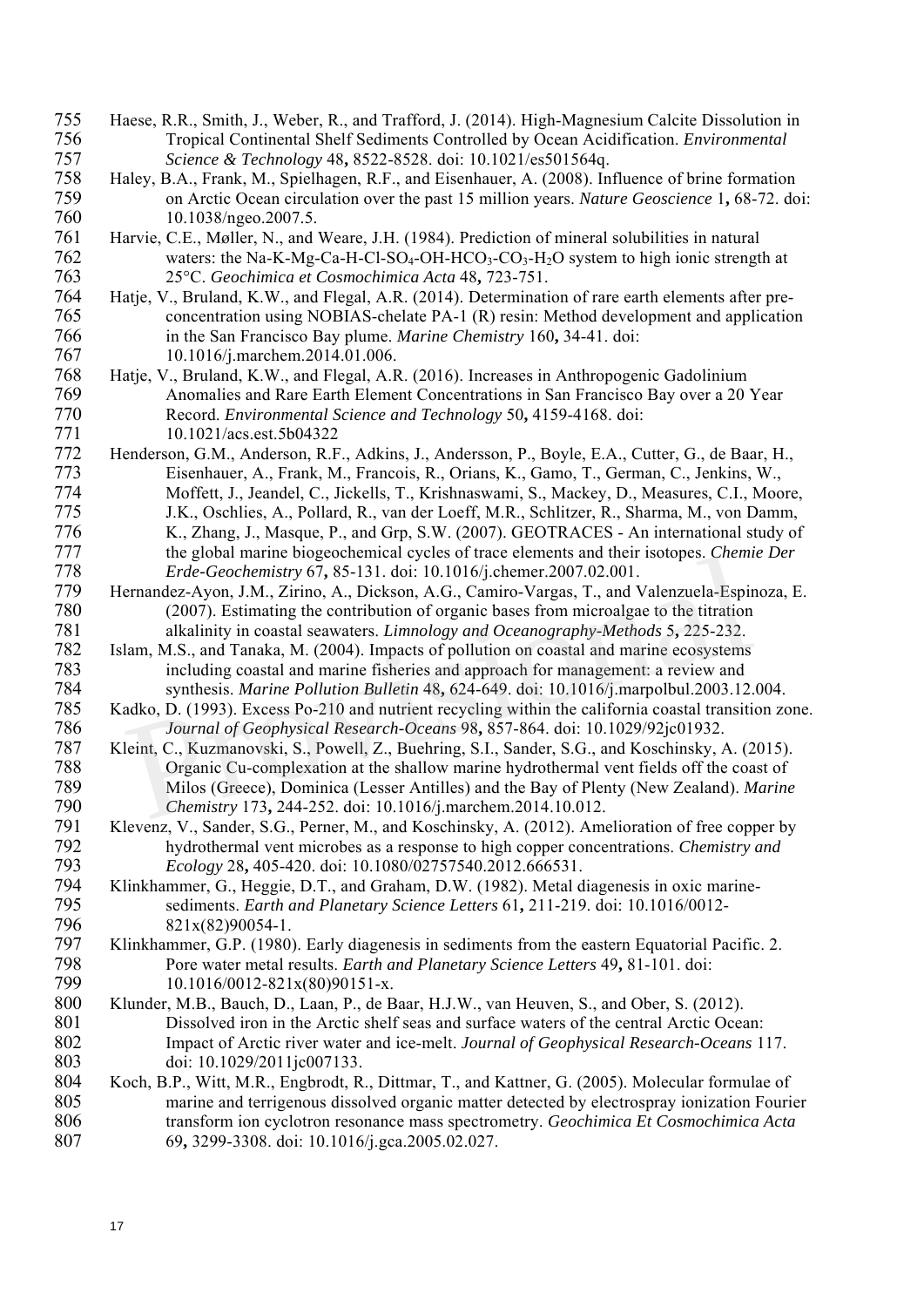Haese, R.R., Smith, J., Weber, R., and Trafford, J. (2014). High-Magnesium Calcite Dissolution in Tropical Continental Shelf Sediments Controlled by Ocean Acidification. *Environmental Science & Technology* 48**,** 8522-8528. doi: 10.1021/es501564q.

Haley, B.A., Frank, M., Spielhagen, R.F., and Eisenhauer, A. (2008). Influence of brine formation on Arctic Ocean circulation over the past 15 million years. *Nature Geoscience* 1**,** 68-72. doi: 10.1038/ngeo.2007.5.

Harvie, C.E., Møller, N., and Weare, J.H. (1984). Prediction of mineral solubilities in natural waters: the Na-K-Mg-Ca-H-Cl-$SO_4$-OH-$HCO_3$-$CO_3$-$H_2O$ system to high ionic strength at 25°C. *Geochimica et Cosmochimica Acta* 48**,** 723-751.

Hatje, V., Bruland, K.W., and Flegal, A.R. (2014). Determination of rare earth elements after pre-concentration using NOBIAS-chelate PA-1 (R) resin: Method development and application in the San Francisco Bay plume. *Marine Chemistry* 160**,** 34-41. doi: 10.1016/j.marchem.2014.01.006.

Hatje, V., Bruland, K.W., and Flegal, A.R. (2016). Increases in Anthropogenic Gadolinium Anomalies and Rare Earth Element Concentrations in San Francisco Bay over a 20 Year Record. *Environmental Science and Technology* 50**,** 4159-4168. doi: 10.1021/acs.est.5b04322

Henderson, G.M., Anderson, R.F., Adkins, J., Andersson, P., Boyle, E.A., Cutter, G., de Baar, H., Eisenhauer, A., Frank, M., Francois, R., Orians, K., Gamo, T., German, C., Jenkins, W., Moffett, J., Jeandel, C., Jickells, T., Krishnaswami, S., Mackey, D., Measures, C.I., Moore, J.K., Oschlies, A., Pollard, R., van der Loeff, M.R., Schlitzer, R., Sharma, M., von Damm, K., Zhang, J., Masque, P., and Grp, S.W. (2007). GEOTRACES - An international study of the global marine biogeochemical cycles of trace elements and their isotopes. *Chemie Der Erde-Geochemistry* 67**,** 85-131. doi: 10.1016/j.chemer.2007.02.001.

Hernandez-Ayon, J.M., Zirino, A., Dickson, A.G., Camiro-Vargas, T., and Valenzuela-Espinoza, E. (2007). Estimating the contribution of organic bases from microalgae to the titration alkalinity in coastal seawaters. *Limnology and Oceanography-Methods* 5**,** 225-232.

Islam, M.S., and Tanaka, M. (2004). Impacts of pollution on coastal and marine ecosystems including coastal and marine fisheries and approach for management: a review and synthesis. *Marine Pollution Bulletin* 48**,** 624-649. doi: 10.1016/j.marpolbul.2003.12.004.

Kadko, D. (1993). Excess Po-210 and nutrient recycling within the california coastal transition zone. *Journal of Geophysical Research-Oceans* 98**,** 857-864. doi: 10.1029/92jc01932.

Kleint, C., Kuzmanovski, S., Powell, Z., Buehring, S.I., Sander, S.G., and Koschinsky, A. (2015). Organic Cu-complexation at the shallow marine hydrothermal vent fields off the coast of Milos (Greece), Dominica (Lesser Antilles) and the Bay of Plenty (New Zealand). *Marine Chemistry* 173**,** 244-252. doi: 10.1016/j.marchem.2014.10.012.

Klevenz, V., Sander, S.G., Perner, M., and Koschinsky, A. (2012). Amelioration of free copper by hydrothermal vent microbes as a response to high copper concentrations. *Chemistry and Ecology* 28**,** 405-420. doi: 10.1080/02757540.2012.666531.

Klinkhammer, G., Heggie, D.T., and Graham, D.W. (1982). Metal diagenesis in oxic marine-sediments. *Earth and Planetary Science Letters* 61**,** 211-219. doi: 10.1016/0012-821x(82)90054-1.

Klinkhammer, G.P. (1980). Early diagenesis in sediments from the eastern Equatorial Pacific. 2. Pore water metal results. *Earth and Planetary Science Letters* 49**,** 81-101. doi: 10.1016/0012-821x(80)90151-x.

Klunder, M.B., Bauch, D., Laan, P., de Baar, H.J.W., van Heuven, S., and Ober, S. (2012). Dissolved iron in the Arctic shelf seas and surface waters of the central Arctic Ocean: Impact of Arctic river water and ice-melt. *Journal of Geophysical Research-Oceans* 117. doi: 10.1029/2011jc007133.

Koch, B.P., Witt, M.R., Engbrodt, R., Dittmar, T., and Kattner, G. (2005). Molecular formulae of marine and terrigenous dissolved organic matter detected by electrospray ionization Fourier transform ion cyclotron resonance mass spectrometry. *Geochimica Et Cosmochimica Acta* 69**,** 3299-3308. doi: 10.1016/j.gca.2005.02.027.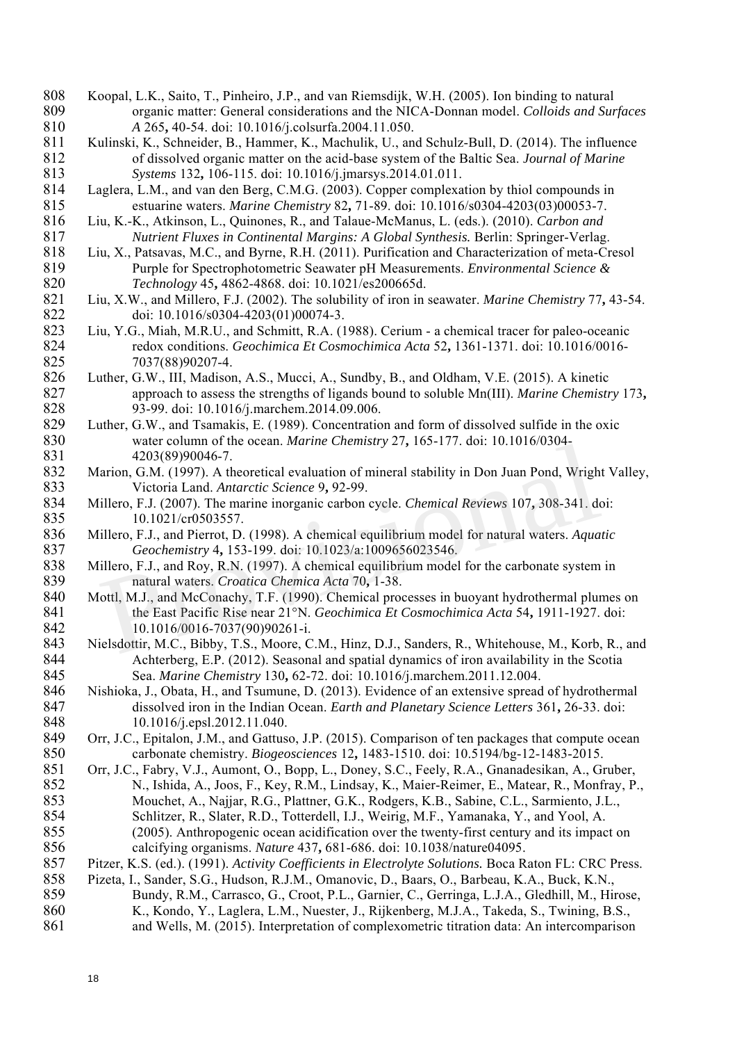Koopal, L.K., Saito, T., Pinheiro, J.P., and van Riemsdijk, W.H. (2005). Ion binding to natural organic matter: General considerations and the NICA-Donnan model. *Colloids and Surfaces A* 265**,** 40-54. doi: 10.1016/j.colsurfa.2004.11.050.

Kulinski, K., Schneider, B., Hammer, K., Machulik, U., and Schulz-Bull, D. (2014). The influence of dissolved organic matter on the acid-base system of the Baltic Sea. *Journal of Marine Systems* 132**,** 106-115. doi: 10.1016/j.jmarsys.2014.01.011.

Laglera, L.M., and van den Berg, C.M.G. (2003). Copper complexation by thiol compounds in estuarine waters. *Marine Chemistry* 82**,** 71-89. doi: 10.1016/s0304-4203(03)00053-7.

Liu, K.-K., Atkinson, L., Quinones, R., and Talaue-McManus, L. (eds.). (2010). *Carbon and Nutrient Fluxes in Continental Margins: A Global Synthesis.* Berlin: Springer-Verlag.

Liu, X., Patsavas, M.C., and Byrne, R.H. (2011). Purification and Characterization of meta-Cresol Purple for Spectrophotometric Seawater pH Measurements. *Environmental Science & Technology* 45**,** 4862-4868. doi: 10.1021/es200665d.

Liu, X.W., and Millero, F.J. (2002). The solubility of iron in seawater. *Marine Chemistry* 77**,** 43-54. doi: 10.1016/s0304-4203(01)00074-3.

Liu, Y.G., Miah, M.R.U., and Schmitt, R.A. (1988). Cerium - a chemical tracer for paleo-oceanic redox conditions. *Geochimica Et Cosmochimica Acta* 52**,** 1361-1371. doi: 10.1016/0016-7037(88)90207-4.

Luther, G.W., III, Madison, A.S., Mucci, A., Sundby, B., and Oldham, V.E. (2015). A kinetic approach to assess the strengths of ligands bound to soluble Mn(III). *Marine Chemistry* 173**,** 93-99. doi: 10.1016/j.marchem.2014.09.006.

Luther, G.W., and Tsamakis, E. (1989). Concentration and form of dissolved sulfide in the oxic water column of the ocean. *Marine Chemistry* 27**,** 165-177. doi: 10.1016/0304-4203(89)90046-7.

Marion, G.M. (1997). A theoretical evaluation of mineral stability in Don Juan Pond, Wright Valley, Victoria Land. *Antarctic Science* 9**,** 92-99.

Millero, F.J. (2007). The marine inorganic carbon cycle. *Chemical Reviews* 107**,** 308-341. doi: 10.1021/cr0503557.

Millero, F.J., and Pierrot, D. (1998). A chemical equilibrium model for natural waters. *Aquatic Geochemistry* 4**,** 153-199. doi: 10.1023/a:1009656023546.

Millero, F.J., and Roy, R.N. (1997). A chemical equilibrium model for the carbonate system in natural waters. *Croatica Chemica Acta* 70**,** 1-38.

Mottl, M.J., and McConachy, T.F. (1990). Chemical processes in buoyant hydrothermal plumes on the East Pacific Rise near 21°N. *Geochimica Et Cosmochimica Acta* 54**,** 1911-1927. doi: 10.1016/0016-7037(90)90261-i.

Nielsdottir, M.C., Bibby, T.S., Moore, C.M., Hinz, D.J., Sanders, R., Whitehouse, M., Korb, R., and Achterberg, E.P. (2012). Seasonal and spatial dynamics of iron availability in the Scotia Sea. *Marine Chemistry* 130**,** 62-72. doi: 10.1016/j.marchem.2011.12.004.

Nishioka, J., Obata, H., and Tsumune, D. (2013). Evidence of an extensive spread of hydrothermal dissolved iron in the Indian Ocean. *Earth and Planetary Science Letters* 361**,** 26-33. doi: 10.1016/j.epsl.2012.11.040.

Orr, J.C., Epitalon, J.M., and Gattuso, J.P. (2015). Comparison of ten packages that compute ocean carbonate chemistry. *Biogeosciences* 12**,** 1483-1510. doi: 10.5194/bg-12-1483-2015.

Orr, J.C., Fabry, V.J., Aumont, O., Bopp, L., Doney, S.C., Feely, R.A., Gnanadesikan, A., Gruber, N., Ishida, A., Joos, F., Key, R.M., Lindsay, K., Maier-Reimer, E., Matear, R., Monfray, P., Mouchet, A., Najjar, R.G., Plattner, G.K., Rodgers, K.B., Sabine, C.L., Sarmiento, J.L., Schlitzer, R., Slater, R.D., Totterdell, I.J., Weirig, M.F., Yamanaka, Y., and Yool, A. (2005). Anthropogenic ocean acidification over the twenty-first century and its impact on calcifying organisms. *Nature* 437**,** 681-686. doi: 10.1038/nature04095.

Pitzer, K.S. (ed.). (1991). *Activity Coefficients in Electrolyte Solutions.* Boca Raton FL: CRC Press.

Pizeta, I., Sander, S.G., Hudson, R.J.M., Omanovic, D., Baars, O., Barbeau, K.A., Buck, K.N., Bundy, R.M., Carrasco, G., Croot, P.L., Garnier, C., Gerringa, L.J.A., Gledhill, M., Hirose, K., Kondo, Y., Laglera, L.M., Nuester, J., Rijkenberg, M.J.A., Takeda, S., Twining, B.S., and Wells, M. (2015). Interpretation of complexometric titration data: An intercomparison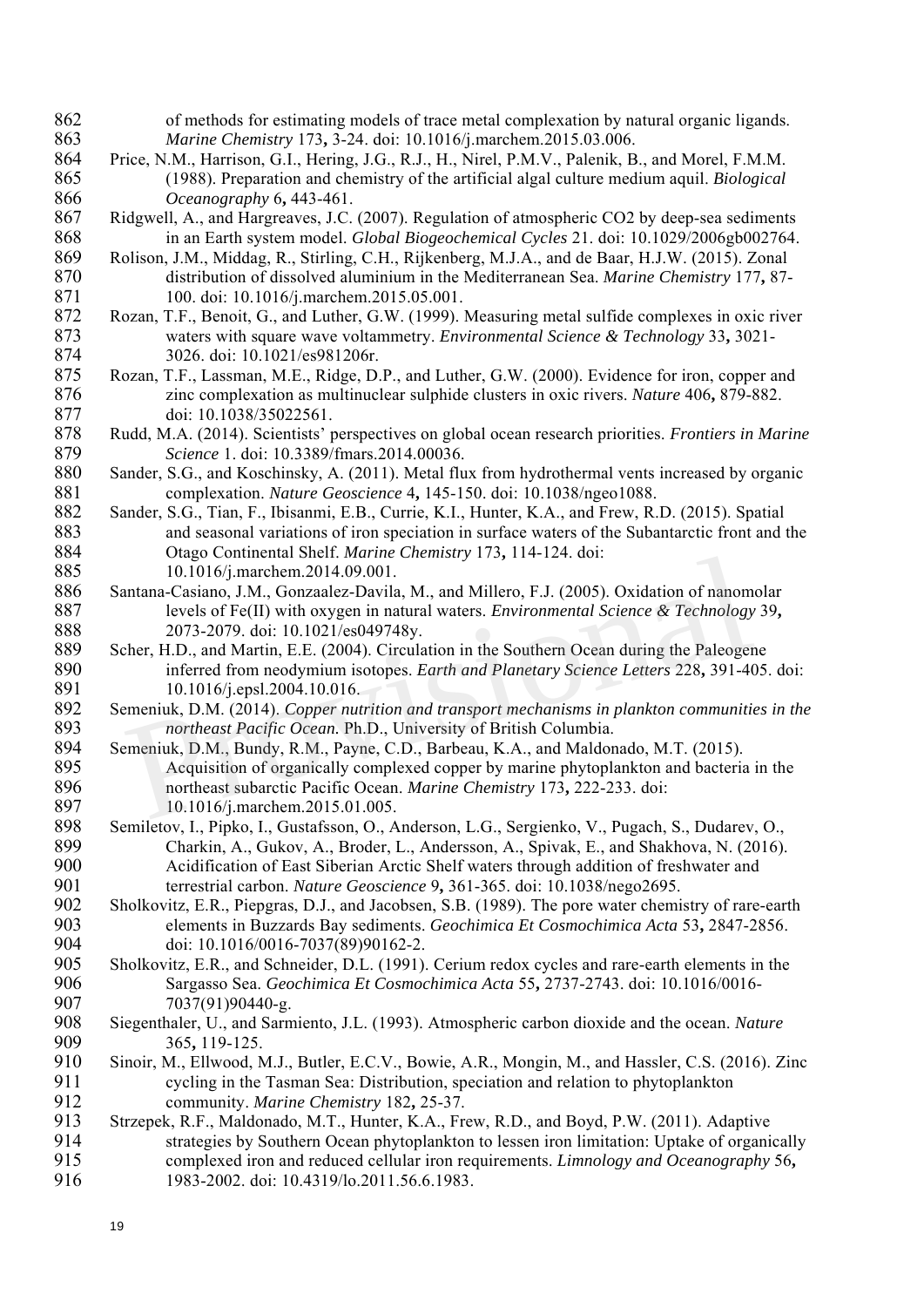of methods for estimating models of trace metal complexation by natural organic ligands. *Marine Chemistry* 173**,** 3-24. doi: 10.1016/j.marchem.2015.03.006.

Price, N.M., Harrison, G.I., Hering, J.G., R.J., H., Nirel, P.M.V., Palenik, B., and Morel, F.M.M. (1988). Preparation and chemistry of the artificial algal culture medium aquil. *Biological Oceanography* 6**,** 443-461.

Ridgwell, A., and Hargreaves, J.C. (2007). Regulation of atmospheric CO2 by deep-sea sediments in an Earth system model. *Global Biogeochemical Cycles* 21. doi: 10.1029/2006gb002764.

Rolison, J.M., Middag, R., Stirling, C.H., Rijkenberg, M.J.A., and de Baar, H.J.W. (2015). Zonal distribution of dissolved aluminium in the Mediterranean Sea. *Marine Chemistry* 177**,** 87-100. doi: 10.1016/j.marchem.2015.05.001.

Rozan, T.F., Benoit, G., and Luther, G.W. (1999). Measuring metal sulfide complexes in oxic river waters with square wave voltammetry. *Environmental Science & Technology* 33**,** 3021-3026. doi: 10.1021/es981206r.

Rozan, T.F., Lassman, M.E., Ridge, D.P., and Luther, G.W. (2000). Evidence for iron, copper and zinc complexation as multinuclear sulphide clusters in oxic rivers. *Nature* 406**,** 879-882. doi: 10.1038/35022561.

Rudd, M.A. (2014). Scientists' perspectives on global ocean research priorities. *Frontiers in Marine Science* 1. doi: 10.3389/fmars.2014.00036.

Sander, S.G., and Koschinsky, A. (2011). Metal flux from hydrothermal vents increased by organic complexation. *Nature Geoscience* 4**,** 145-150. doi: 10.1038/ngeo1088.

Sander, S.G., Tian, F., Ibisanmi, E.B., Currie, K.I., Hunter, K.A., and Frew, R.D. (2015). Spatial and seasonal variations of iron speciation in surface waters of the Subantarctic front and the Otago Continental Shelf. *Marine Chemistry* 173**,** 114-124. doi: 10.1016/j.marchem.2014.09.001.

Santana-Casiano, J.M., Gonzaalez-Davila, M., and Millero, F.J. (2005). Oxidation of nanomolar levels of Fe(II) with oxygen in natural waters. *Environmental Science & Technology* 39**,** 2073-2079. doi: 10.1021/es049748y.

Scher, H.D., and Martin, E.E. (2004). Circulation in the Southern Ocean during the Paleogene inferred from neodymium isotopes. *Earth and Planetary Science Letters* 228**,** 391-405. doi: 10.1016/j.epsl.2004.10.016.

Semeniuk, D.M. (2014). *Copper nutrition and transport mechanisms in plankton communities in the northeast Pacific Ocean.* Ph.D., University of British Columbia.

Semeniuk, D.M., Bundy, R.M., Payne, C.D., Barbeau, K.A., and Maldonado, M.T. (2015). Acquisition of organically complexed copper by marine phytoplankton and bacteria in the northeast subarctic Pacific Ocean. *Marine Chemistry* 173**,** 222-233. doi: 10.1016/j.marchem.2015.01.005.

Semiletov, I., Pipko, I., Gustafsson, O., Anderson, L.G., Sergienko, V., Pugach, S., Dudarev, O., Charkin, A., Gukov, A., Broder, L., Andersson, A., Spivak, E., and Shakhova, N. (2016). Acidification of East Siberian Arctic Shelf waters through addition of freshwater and terrestrial carbon. *Nature Geoscience* 9**,** 361-365. doi: 10.1038/nego2695.

Sholkovitz, E.R., Piepgras, D.J., and Jacobsen, S.B. (1989). The pore water chemistry of rare-earth elements in Buzzards Bay sediments. *Geochimica Et Cosmochimica Acta* 53**,** 2847-2856. doi: 10.1016/0016-7037(89)90162-2.

Sholkovitz, E.R., and Schneider, D.L. (1991). Cerium redox cycles and rare-earth elements in the Sargasso Sea. *Geochimica Et Cosmochimica Acta* 55**,** 2737-2743. doi: 10.1016/0016-7037(91)90440-g.

Siegenthaler, U., and Sarmiento, J.L. (1993). Atmospheric carbon dioxide and the ocean. *Nature* 365**,** 119-125.

Sinoir, M., Ellwood, M.J., Butler, E.C.V., Bowie, A.R., Mongin, M., and Hassler, C.S. (2016). Zinc cycling in the Tasman Sea: Distribution, speciation and relation to phytoplankton community. *Marine Chemistry* 182**,** 25-37.

Strzepek, R.F., Maldonado, M.T., Hunter, K.A., Frew, R.D., and Boyd, P.W. (2011). Adaptive strategies by Southern Ocean phytoplankton to lessen iron limitation: Uptake of organically complexed iron and reduced cellular iron requirements. *Limnology and Oceanography* 56**,** 1983-2002. doi: 10.4319/lo.2011.56.6.1983.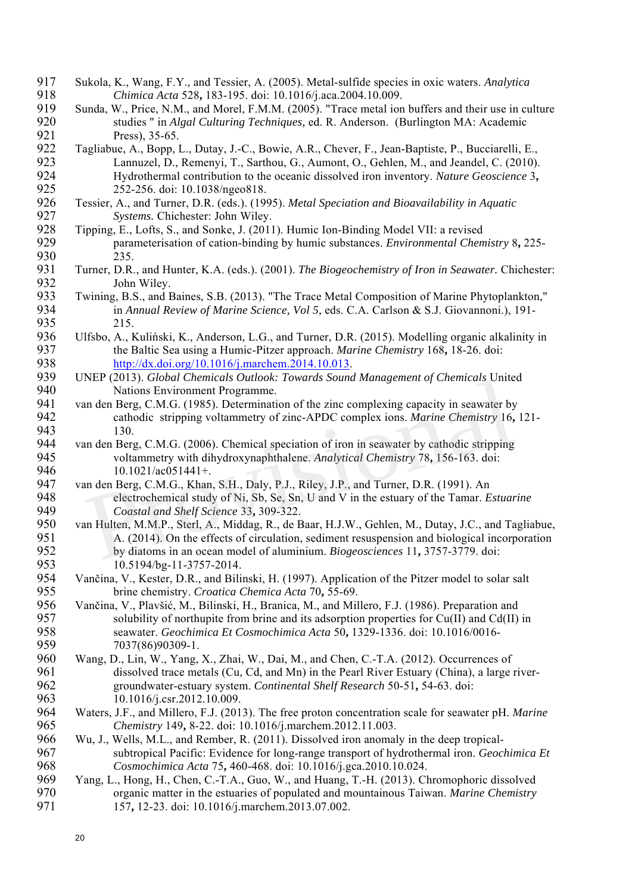Sukola, K., Wang, F.Y., and Tessier, A. (2005). Metal-sulfide species in oxic waters. *Analytica Chimica Acta* 528**,** 183-195. doi: 10.1016/j.aca.2004.10.009.

Sunda, W., Price, N.M., and Morel, F.M.M. (2005). "Trace metal ion buffers and their use in culture studies " in *Algal Culturing Techniques,* ed. R. Anderson. (Burlington MA: Academic Press), 35-65.

Tagliabue, A., Bopp, L., Dutay, J.-C., Bowie, A.R., Chever, F., Jean-Baptiste, P., Bucciarelli, E., Lannuzel, D., Remenyi, T., Sarthou, G., Aumont, O., Gehlen, M., and Jeandel, C. (2010). Hydrothermal contribution to the oceanic dissolved iron inventory. *Nature Geoscience* 3**,** 252-256. doi: 10.1038/ngeo818.

Tessier, A., and Turner, D.R. (eds.). (1995). *Metal Speciation and Bioavailability in Aquatic Systems.* Chichester: John Wiley.

Tipping, E., Lofts, S., and Sonke, J. (2011). Humic Ion-Binding Model VII: a revised parameterisation of cation-binding by humic substances. *Environmental Chemistry* 8**,** 225-235.

Turner, D.R., and Hunter, K.A. (eds.). (2001). *The Biogeochemistry of Iron in Seawater.* Chichester: John Wiley.

Twining, B.S., and Baines, S.B. (2013). "The Trace Metal Composition of Marine Phytoplankton," in *Annual Review of Marine Science, Vol 5,* eds. C.A. Carlson & S.J. Giovannoni.), 191-215.

Ulfsbo, A., Kuliński, K., Anderson, L.G., and Turner, D.R. (2015). Modelling organic alkalinity in the Baltic Sea using a Humic-Pitzer approach. *Marine Chemistry* 168**,** 18-26. doi: http://dx.doi.org/10.1016/j.marchem.2014.10.013.

UNEP (2013). *Global Chemicals Outlook: Towards Sound Management of Chemicals* United Nations Environment Programme.

van den Berg, C.M.G. (1985). Determination of the zinc complexing capacity in seawater by cathodic stripping voltammetry of zinc-APDC complex ions. *Marine Chemistry* 16**,** 121-130.

van den Berg, C.M.G. (2006). Chemical speciation of iron in seawater by cathodic stripping voltammetry with dihydroxynaphthalene. *Analytical Chemistry* 78**,** 156-163. doi: 10.1021/ac051441+.

van den Berg, C.M.G., Khan, S.H., Daly, P.J., Riley, J.P., and Turner, D.R. (1991). An electrochemical study of Ni, Sb, Se, Sn, U and V in the estuary of the Tamar. *Estuarine Coastal and Shelf Science* 33**,** 309-322.

van Hulten, M.M.P., Sterl, A., Middag, R., de Baar, H.J.W., Gehlen, M., Dutay, J.C., and Tagliabue, A. (2014). On the effects of circulation, sediment resuspension and biological incorporation by diatoms in an ocean model of aluminium. *Biogeosciences* 11**,** 3757-3779. doi: 10.5194/bg-11-3757-2014.

Vančina, V., Kester, D.R., and Bilinski, H. (1997). Application of the Pitzer model to solar salt brine chemistry. *Croatica Chemica Acta* 70**,** 55-69.

Vančina, V., Plavšić, M., Bilinski, H., Branica, M., and Millero, F.J. (1986). Preparation and solubility of northupite from brine and its adsorption properties for Cu(II) and Cd(II) in seawater. *Geochimica Et Cosmochimica Acta* 50**,** 1329-1336. doi: 10.1016/0016-7037(86)90309-1.

Wang, D., Lin, W., Yang, X., Zhai, W., Dai, M., and Chen, C.-T.A. (2012). Occurrences of dissolved trace metals (Cu, Cd, and Mn) in the Pearl River Estuary (China), a large river-groundwater-estuary system. *Continental Shelf Research* 50-51**,** 54-63. doi: 10.1016/j.csr.2012.10.009.

Waters, J.F., and Millero, F.J. (2013). The free proton concentration scale for seawater pH. *Marine Chemistry* 149**,** 8-22. doi: 10.1016/j.marchem.2012.11.003.

Wu, J., Wells, M.L., and Rember, R. (2011). Dissolved iron anomaly in the deep tropical-subtropical Pacific: Evidence for long-range transport of hydrothermal iron. *Geochimica Et Cosmochimica Acta* 75**,** 460-468. doi: 10.1016/j.gca.2010.10.024.

Yang, L., Hong, H., Chen, C.-T.A., Guo, W., and Huang, T.-H. (2013). Chromophoric dissolved organic matter in the estuaries of populated and mountainous Taiwan. *Marine Chemistry* 157**,** 12-23. doi: 10.1016/j.marchem.2013.07.002.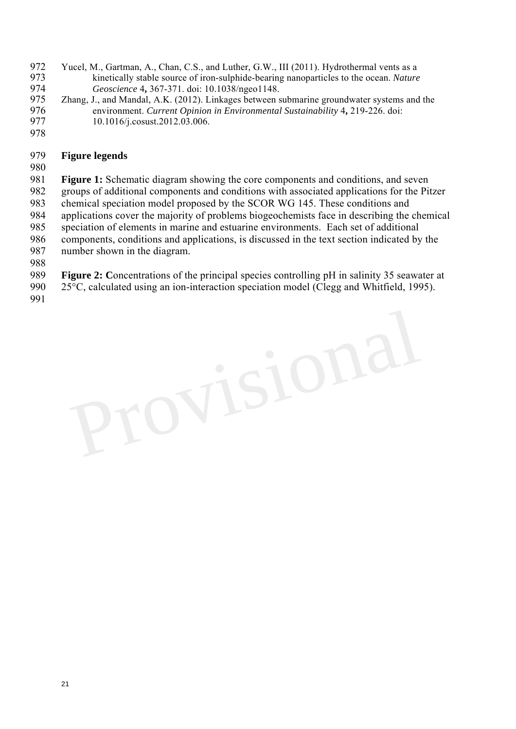Yucel, M., Gartman, A., Chan, C.S., and Luther, G.W., III (2011). Hydrothermal vents as a kinetically stable source of iron-sulphide-bearing nanoparticles to the ocean. *Nature Geoscience* 4**,** 367-371. doi: 10.1038/ngeo1148.

Zhang, J., and Mandal, A.K. (2012). Linkages between submarine groundwater systems and the environment. *Current Opinion in Environmental Sustainability* 4**,** 219-226. doi: 10.1016/j.cosust.2012.03.006.

## Figure legends

**Figure 1:** Schematic diagram showing the core components and conditions, and seven groups of additional components and conditions with associated applications for the Pitzer chemical speciation model proposed by the SCOR WG 145. These conditions and applications cover the majority of problems biogeochemists face in describing the chemical speciation of elements in marine and estuarine environments. Each set of additional components, conditions and applications, is discussed in the text section indicated by the number shown in the diagram.

**Figure 2: C**oncentrations of the principal species controlling pH in salinity 35 seawater at 25°C, calculated using an ion-interaction speciation model (Clegg and Whitfield, 1995).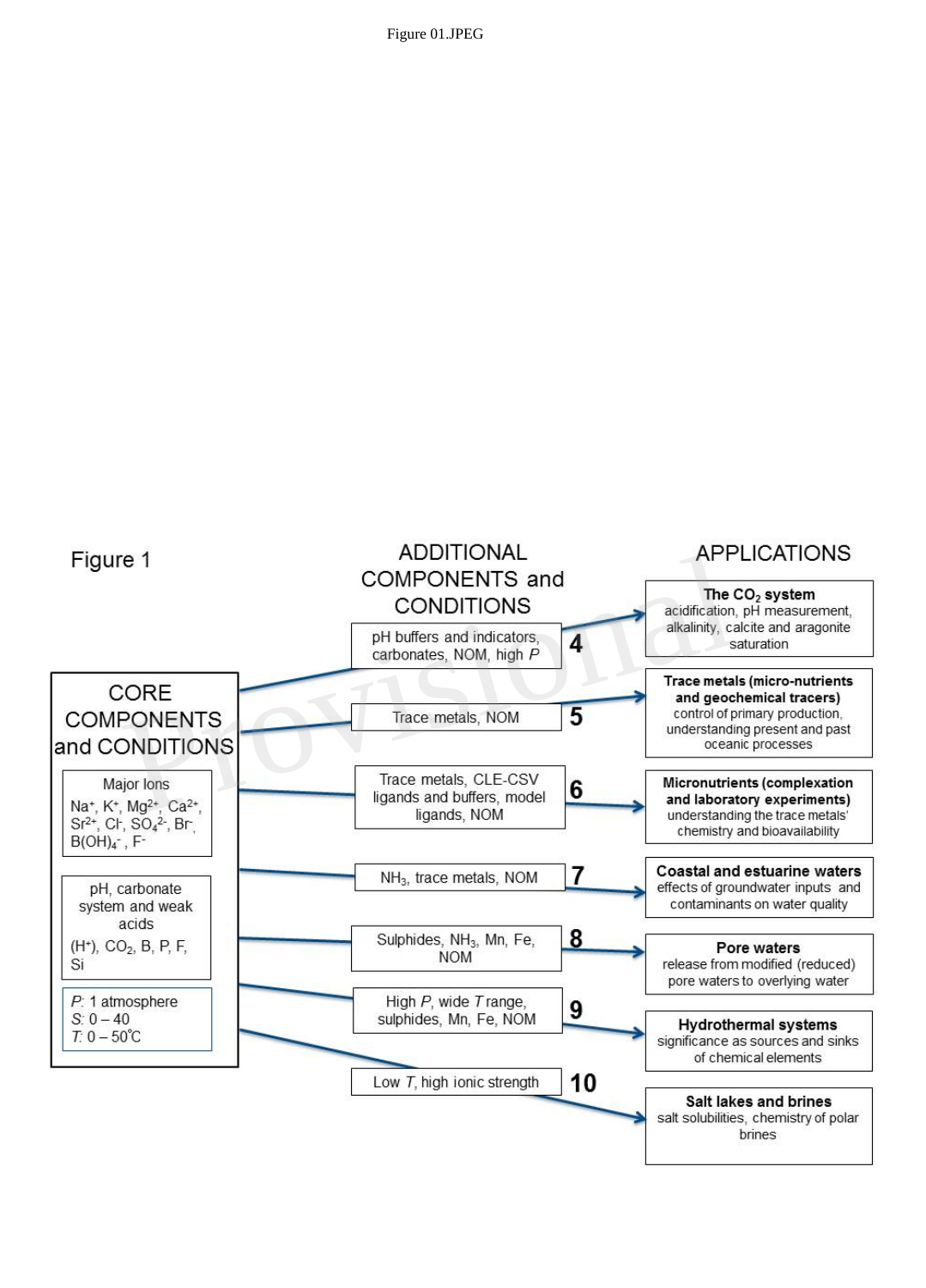Figure 01.JPEG

Figure 1

CORE COMPONENTS and CONDITIONS

Major Ions

$Na^+$, $K^+$, $Mg^{2+}$, $Ca^{2+}$, $Sr^{2+}$, $Cl^-$, $SO_4^{2-}$, $Br^-$, $B(OH)_4^-$, $F^-$

pH, carbonate system and weak acids

($H^+$), $CO_2$, B, P, F, Si

*P*: 1 atmosphere

*S*: 0 – 40

*T*: 0 – 50°C

ADDITIONAL COMPONENTS and CONDITIONS

pH buffers and indicators, carbonates, NOM, high *P*

Trace metals, NOM

Trace metals, CLE-CSV ligands and buffers, model ligands, NOM

$NH_3$, trace metals, NOM

Sulphides, $NH_3$, Mn, Fe, NOM

High *P*, wide *T* range, sulphides, Mn, Fe, NOM

Low *T*, high ionic strength

4

5

6

7

8

9

10

APPLICATIONS

**The $CO_2$ system**
acidification, pH measurement, alkalinity, calcite and aragonite saturation

**Trace metals (micro-nutrients and geochemical tracers)**
control of primary production, understanding present and past oceanic processes

**Micronutrients (complexation and laboratory experiments)**
understanding the trace metals' chemistry and bioavailability

**Coastal and estuarine waters**
effects of groundwater inputs and contaminants on water quality

**Pore waters**
release from modified (reduced) pore waters to overlying water

**Hydrothermal systems**
significance as sources and sinks of chemical elements

**Salt lakes and brines**
salt solubilities, chemistry of polar brines